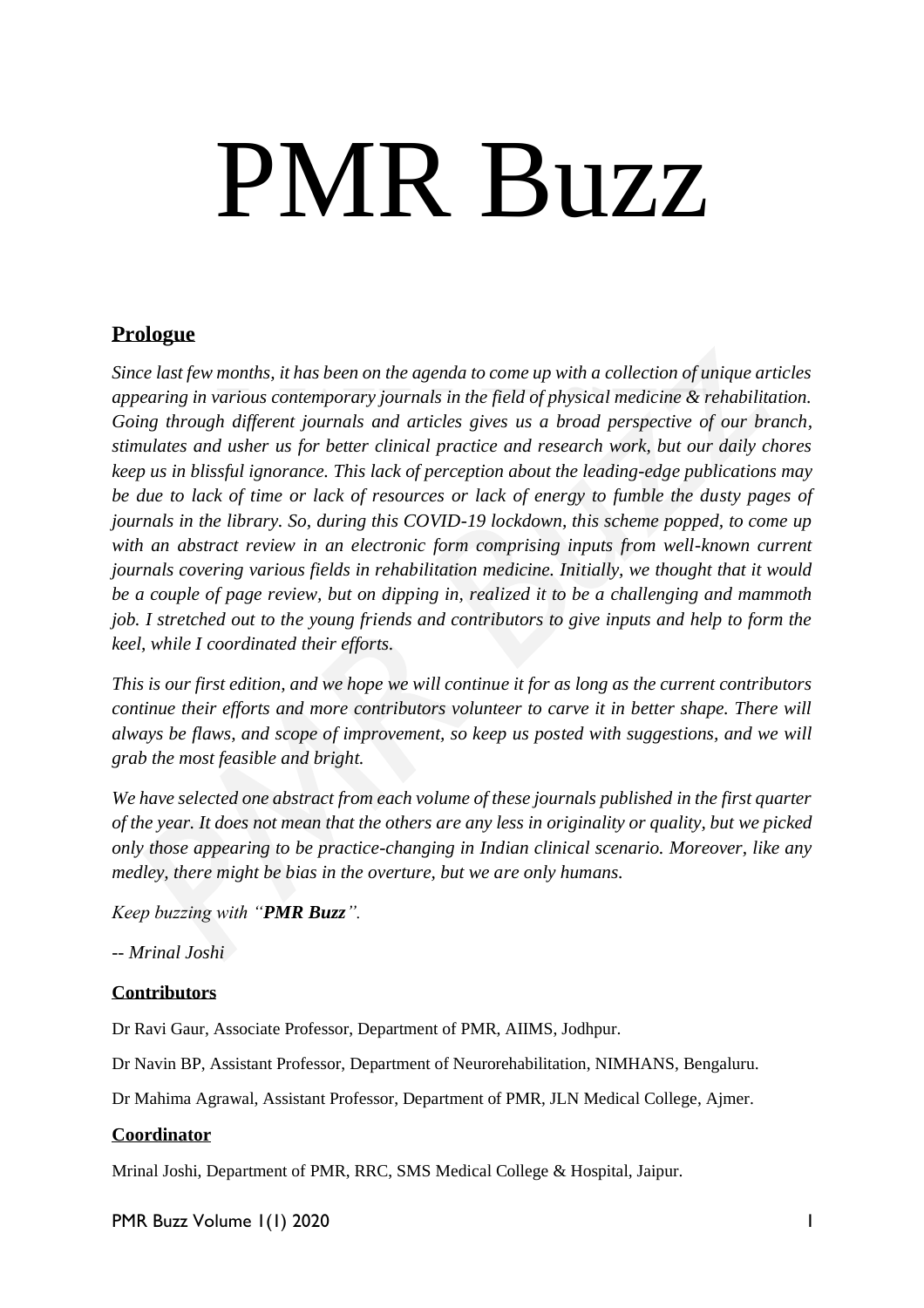# PMR Buzz

## Prologue

*Since last few months, it has been on the agenda to come up with a collection of unique articles appearing in various contemporary journals in the field of physical medicine & rehabilitation. Going through different journals and articles gives us a broad perspective of our branch, stimulates and usher us for better clinical practice and research work, but our daily chores keep us in blissful ignorance. This lack of perception about the leading-edge publications may be due to lack of time or lack of resources or lack of energy to fumble the dusty pages of journals in the library. So, during this COVID-19 lockdown, this scheme popped, to come up with an abstract review in an electronic form comprising inputs from well-known current journals covering various fields in rehabilitation medicine. Initially, we thought that it would be a couple of page review, but on dipping in, realized it to be a challenging and mammoth job. I stretched out to the young friends and contributors to give inputs and help to form the keel, while I coordinated their efforts.*

*This is our first edition, and we hope we will continue it for as long as the current contributors continue their efforts and more contributors volunteer to carve it in better shape. There will always be flaws, and scope of improvement, so keep us posted with suggestions, and we will grab the most feasible and bright.*

*We have selected one abstract from each volume of these journals published in the first quarter of the year. It does not mean that the others are any less in originality or quality, but we picked only those appearing to be practice-changing in Indian clinical scenario. Moreover, like any medley, there might be bias in the overture, but we are only humans.*

*Keep buzzing with "**PMR Buzz**".*

*-- Mrinal Joshi*

### Contributors

Dr Ravi Gaur, Associate Professor, Department of PMR, AIIMS, Jodhpur.

Dr Navin BP, Assistant Professor, Department of Neurorehabilitation, NIMHANS, Bengaluru.

Dr Mahima Agrawal, Assistant Professor, Department of PMR, JLN Medical College, Ajmer.

### Coordinator

Mrinal Joshi, Department of PMR, RRC, SMS Medical College & Hospital, Jaipur.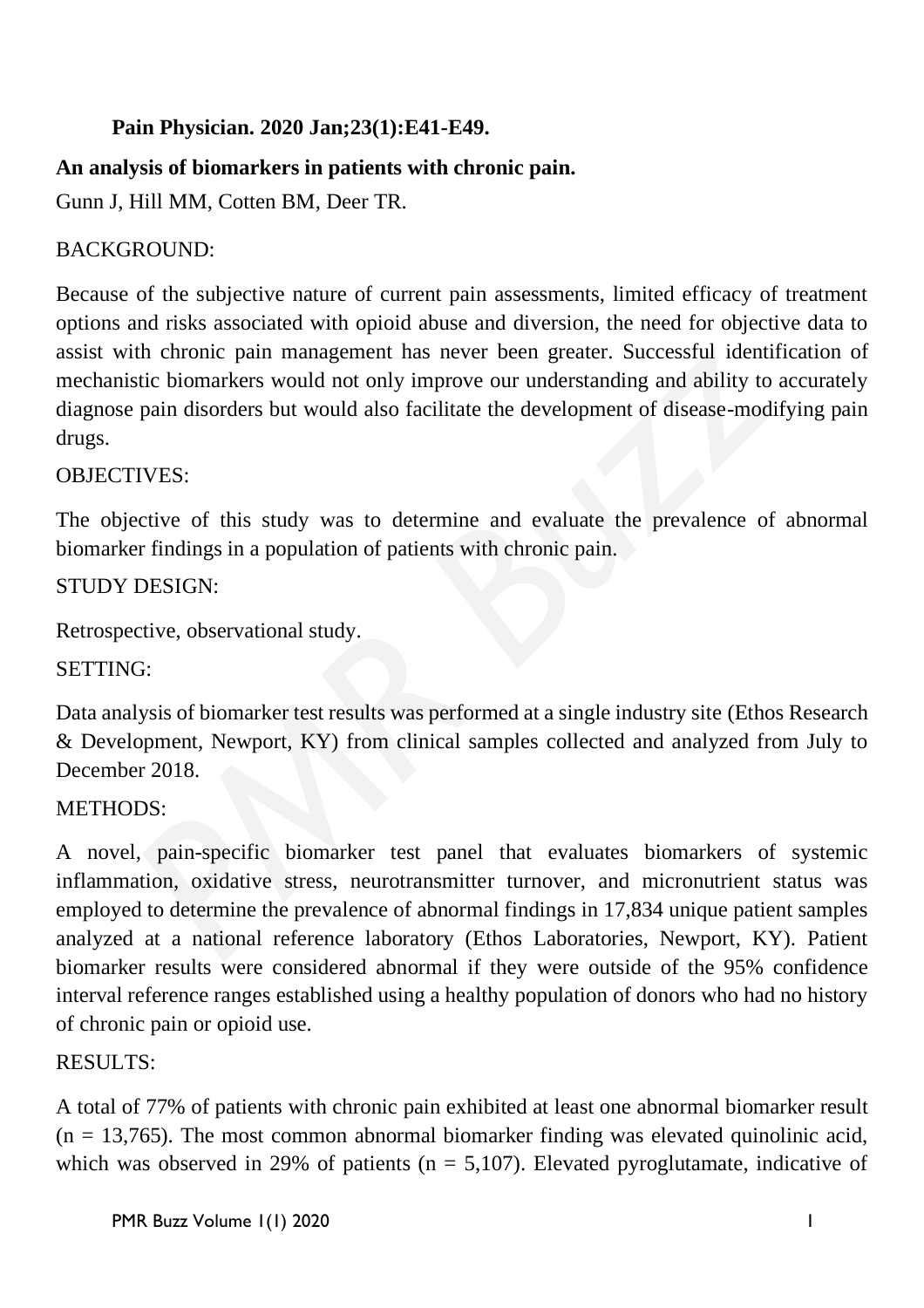**Pain Physician. 2020 Jan;23(1):E41-E49.**

**An analysis of biomarkers in patients with chronic pain.**

Gunn J, Hill MM, Cotten BM, Deer TR.

BACKGROUND:

Because of the subjective nature of current pain assessments, limited efficacy of treatment options and risks associated with opioid abuse and diversion, the need for objective data to assist with chronic pain management has never been greater. Successful identification of mechanistic biomarkers would not only improve our understanding and ability to accurately diagnose pain disorders but would also facilitate the development of disease-modifying pain drugs.

OBJECTIVES:

The objective of this study was to determine and evaluate the prevalence of abnormal biomarker findings in a population of patients with chronic pain.

STUDY DESIGN:

Retrospective, observational study.

SETTING:

Data analysis of biomarker test results was performed at a single industry site (Ethos Research & Development, Newport, KY) from clinical samples collected and analyzed from July to December 2018.

METHODS:

A novel, pain-specific biomarker test panel that evaluates biomarkers of systemic inflammation, oxidative stress, neurotransmitter turnover, and micronutrient status was employed to determine the prevalence of abnormal findings in 17,834 unique patient samples analyzed at a national reference laboratory (Ethos Laboratories, Newport, KY). Patient biomarker results were considered abnormal if they were outside of the 95% confidence interval reference ranges established using a healthy population of donors who had no history of chronic pain or opioid use.

RESULTS:

A total of 77% of patients with chronic pain exhibited at least one abnormal biomarker result (n = 13,765). The most common abnormal biomarker finding was elevated quinolinic acid, which was observed in 29% of patients (n = 5,107). Elevated pyroglutamate, indicative of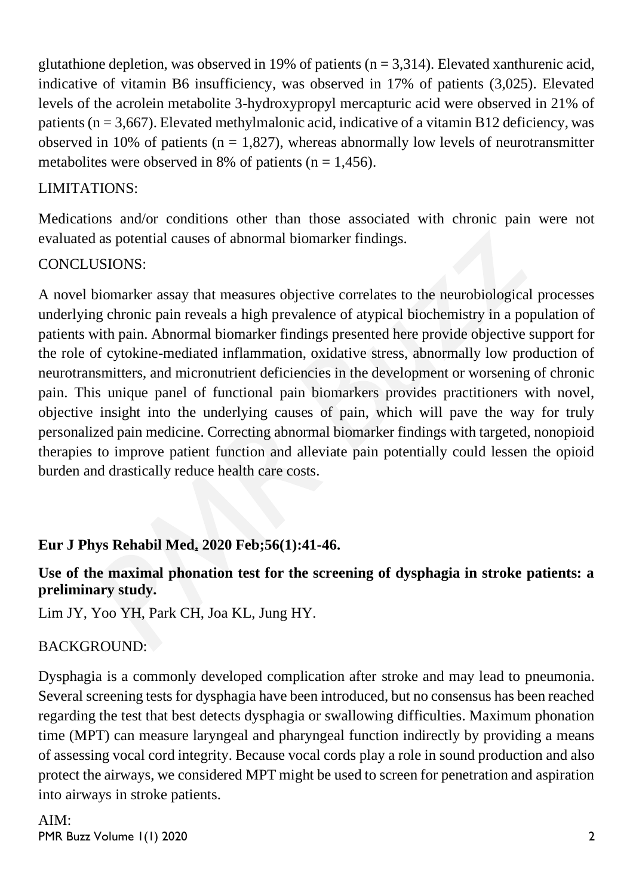glutathione depletion, was observed in 19% of patients (n = 3,314). Elevated xanthurenic acid, indicative of vitamin B6 insufficiency, was observed in 17% of patients (3,025). Elevated levels of the acrolein metabolite 3-hydroxypropyl mercapturic acid were observed in 21% of patients (n = 3,667). Elevated methylmalonic acid, indicative of a vitamin B12 deficiency, was observed in 10% of patients (n = 1,827), whereas abnormally low levels of neurotransmitter metabolites were observed in 8% of patients (n = 1,456).

LIMITATIONS:

Medications and/or conditions other than those associated with chronic pain were not evaluated as potential causes of abnormal biomarker findings.

CONCLUSIONS:

A novel biomarker assay that measures objective correlates to the neurobiological processes underlying chronic pain reveals a high prevalence of atypical biochemistry in a population of patients with pain. Abnormal biomarker findings presented here provide objective support for the role of cytokine-mediated inflammation, oxidative stress, abnormally low production of neurotransmitters, and micronutrient deficiencies in the development or worsening of chronic pain. This unique panel of functional pain biomarkers provides practitioners with novel, objective insight into the underlying causes of pain, which will pave the way for truly personalized pain medicine. Correcting abnormal biomarker findings with targeted, nonopioid therapies to improve patient function and alleviate pain potentially could lessen the opioid burden and drastically reduce health care costs.

**Eur J Phys Rehabil Med. 2020 Feb;56(1):41-46.**

**Use of the maximal phonation test for the screening of dysphagia in stroke patients: a preliminary study.**

Lim JY, Yoo YH, Park CH, Joa KL, Jung HY.

BACKGROUND:

Dysphagia is a commonly developed complication after stroke and may lead to pneumonia. Several screening tests for dysphagia have been introduced, but no consensus has been reached regarding the test that best detects dysphagia or swallowing difficulties. Maximum phonation time (MPT) can measure laryngeal and pharyngeal function indirectly by providing a means of assessing vocal cord integrity. Because vocal cords play a role in sound production and also protect the airways, we considered MPT might be used to screen for penetration and aspiration into airways in stroke patients.

AIM: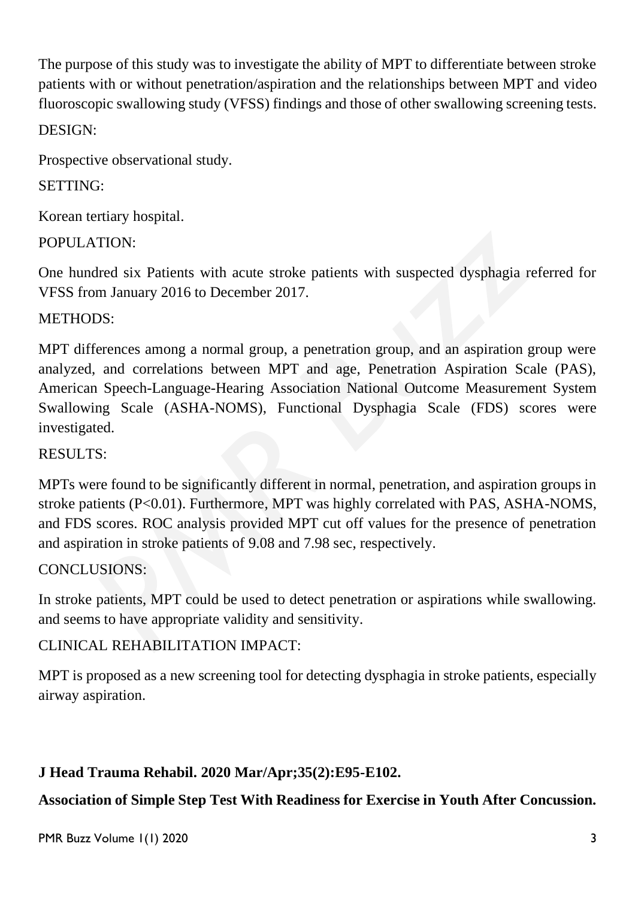The purpose of this study was to investigate the ability of MPT to differentiate between stroke patients with or without penetration/aspiration and the relationships between MPT and video fluoroscopic swallowing study (VFSS) findings and those of other swallowing screening tests.

DESIGN:

Prospective observational study.

SETTING:

Korean tertiary hospital.

POPULATION:

One hundred six Patients with acute stroke patients with suspected dysphagia referred for VFSS from January 2016 to December 2017.

METHODS:

MPT differences among a normal group, a penetration group, and an aspiration group were analyzed, and correlations between MPT and age, Penetration Aspiration Scale (PAS), American Speech-Language-Hearing Association National Outcome Measurement System Swallowing Scale (ASHA-NOMS), Functional Dysphagia Scale (FDS) scores were investigated.

RESULTS:

MPTs were found to be significantly different in normal, penetration, and aspiration groups in stroke patients ($P<0.01$). Furthermore, MPT was highly correlated with PAS, ASHA-NOMS, and FDS scores. ROC analysis provided MPT cut off values for the presence of penetration and aspiration in stroke patients of 9.08 and 7.98 sec, respectively.

CONCLUSIONS:

In stroke patients, MPT could be used to detect penetration or aspirations while swallowing. and seems to have appropriate validity and sensitivity.

CLINICAL REHABILITATION IMPACT:

MPT is proposed as a new screening tool for detecting dysphagia in stroke patients, especially airway aspiration.

**J Head Trauma Rehabil. 2020 Mar/Apr;35(2):E95-E102.**

**Association of Simple Step Test With Readiness for Exercise in Youth After Concussion.**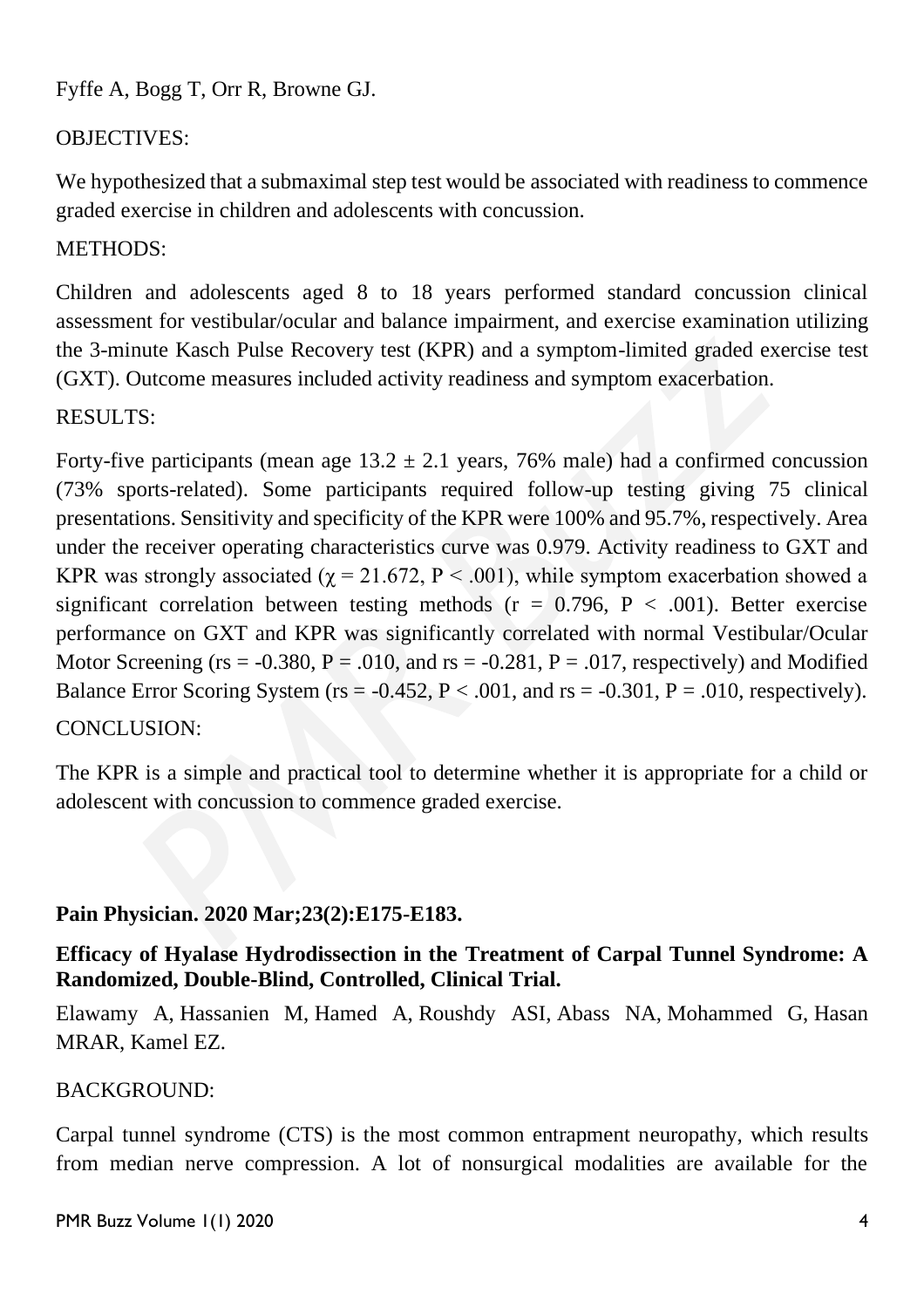Fyffe A, Bogg T, Orr R, Browne GJ.

OBJECTIVES:

We hypothesized that a submaximal step test would be associated with readiness to commence graded exercise in children and adolescents with concussion.

METHODS:

Children and adolescents aged 8 to 18 years performed standard concussion clinical assessment for vestibular/ocular and balance impairment, and exercise examination utilizing the 3-minute Kasch Pulse Recovery test (KPR) and a symptom-limited graded exercise test (GXT). Outcome measures included activity readiness and symptom exacerbation.

RESULTS:

Forty-five participants (mean age $13.2 \pm 2.1$ years, 76% male) had a confirmed concussion (73% sports-related). Some participants required follow-up testing giving 75 clinical presentations. Sensitivity and specificity of the KPR were 100% and 95.7%, respectively. Area under the receiver operating characteristics curve was 0.979. Activity readiness to GXT and KPR was strongly associated ($\chi = 21.672$, $P < .001$), while symptom exacerbation showed a significant correlation between testing methods ($r = 0.796$, $P < .001$). Better exercise performance on GXT and KPR was significantly correlated with normal Vestibular/Ocular Motor Screening ($rs = -0.380$, $P = .010$, and $rs = -0.281$, $P = .017$, respectively) and Modified Balance Error Scoring System ($rs = -0.452$, $P < .001$, and $rs = -0.301$, $P = .010$, respectively).

CONCLUSION:

The KPR is a simple and practical tool to determine whether it is appropriate for a child or adolescent with concussion to commence graded exercise.

**Pain Physician. 2020 Mar;23(2):E175-E183.**

**Efficacy of Hyalase Hydrodissection in the Treatment of Carpal Tunnel Syndrome: A Randomized, Double-Blind, Controlled, Clinical Trial.**

Elawamy A, Hassanien M, Hamed A, Roushdy ASI, Abass NA, Mohammed G, Hasan MRAR, Kamel EZ.

BACKGROUND:

Carpal tunnel syndrome (CTS) is the most common entrapment neuropathy, which results from median nerve compression. A lot of nonsurgical modalities are available for the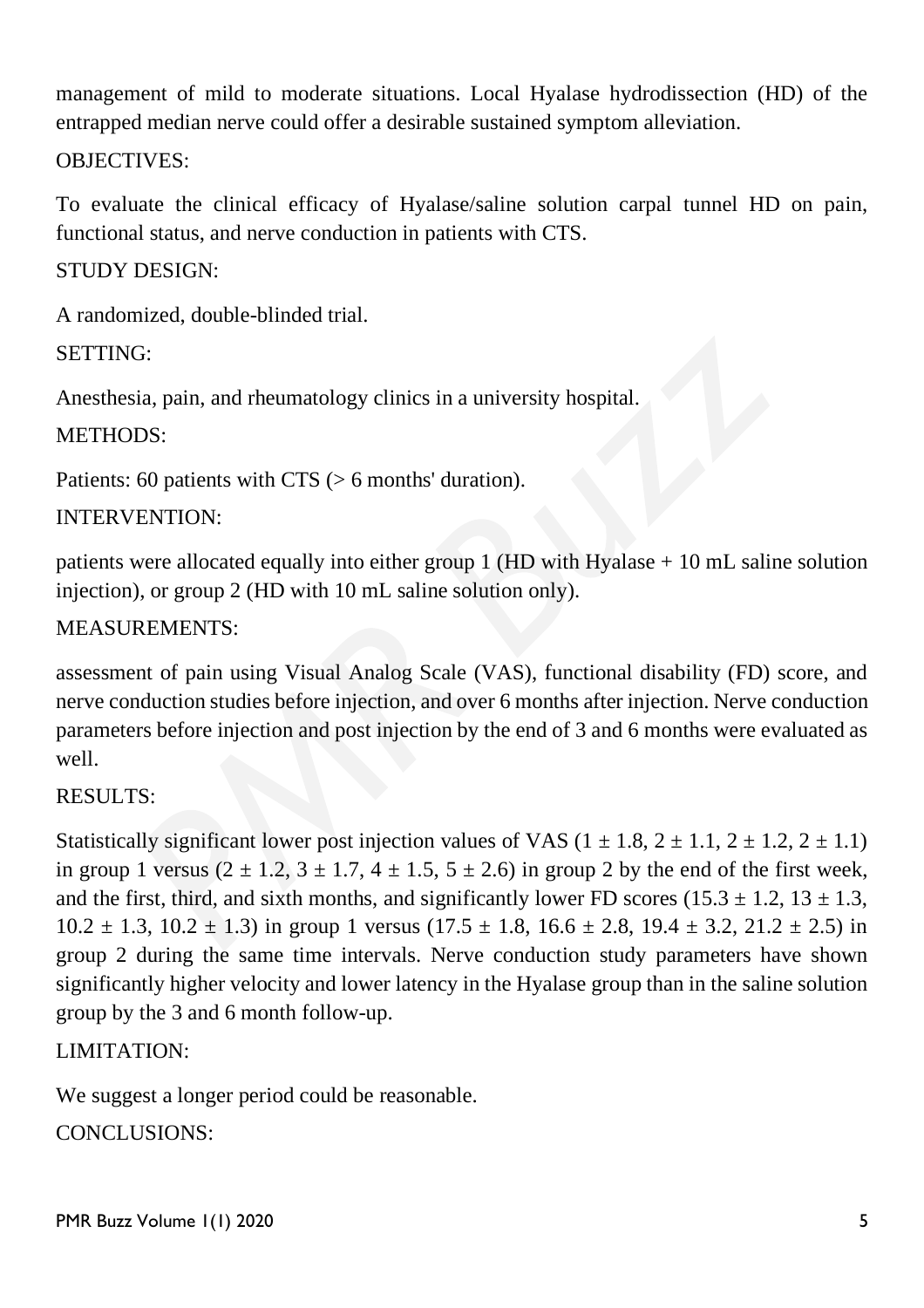management of mild to moderate situations. Local Hyalase hydrodissection (HD) of the entrapped median nerve could offer a desirable sustained symptom alleviation.

OBJECTIVES:

To evaluate the clinical efficacy of Hyalase/saline solution carpal tunnel HD on pain, functional status, and nerve conduction in patients with CTS.

STUDY DESIGN:

A randomized, double-blinded trial.

SETTING:

Anesthesia, pain, and rheumatology clinics in a university hospital.

METHODS:

Patients: 60 patients with CTS (> 6 months' duration).

INTERVENTION:

patients were allocated equally into either group 1 (HD with Hyalase + 10 mL saline solution injection), or group 2 (HD with 10 mL saline solution only).

MEASUREMENTS:

assessment of pain using Visual Analog Scale (VAS), functional disability (FD) score, and nerve conduction studies before injection, and over 6 months after injection. Nerve conduction parameters before injection and post injection by the end of 3 and 6 months were evaluated as well.

RESULTS:

Statistically significant lower post injection values of VAS ($1 \pm 1.8$, $2 \pm 1.1$, $2 \pm 1.2$, $2 \pm 1.1$) in group 1 versus ($2 \pm 1.2$, $3 \pm 1.7$, $4 \pm 1.5$, $5 \pm 2.6$) in group 2 by the end of the first week, and the first, third, and sixth months, and significantly lower FD scores ($15.3 \pm 1.2$, $13 \pm 1.3$, $10.2 \pm 1.3$, $10.2 \pm 1.3$) in group 1 versus ($17.5 \pm 1.8$, $16.6 \pm 2.8$, $19.4 \pm 3.2$, $21.2 \pm 2.5$) in group 2 during the same time intervals. Nerve conduction study parameters have shown significantly higher velocity and lower latency in the Hyalase group than in the saline solution group by the 3 and 6 month follow-up.

LIMITATION:

We suggest a longer period could be reasonable.

CONCLUSIONS: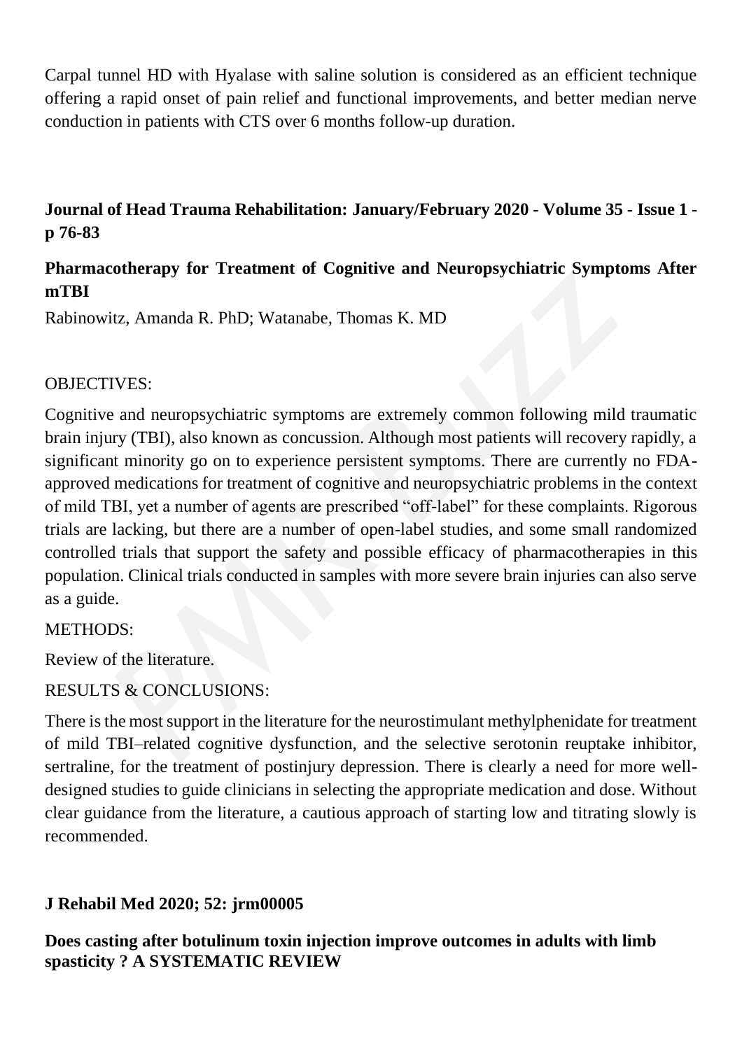Carpal tunnel HD with Hyalase with saline solution is considered as an efficient technique offering a rapid onset of pain relief and functional improvements, and better median nerve conduction in patients with CTS over 6 months follow-up duration.

**Journal of Head Trauma Rehabilitation: January/February 2020 - Volume 35 - Issue 1 - p 76-83**

## Pharmacotherapy for Treatment of Cognitive and Neuropsychiatric Symptoms After mTBI

Rabinowitz, Amanda R. PhD; Watanabe, Thomas K. MD

OBJECTIVES:

Cognitive and neuropsychiatric symptoms are extremely common following mild traumatic brain injury (TBI), also known as concussion. Although most patients will recovery rapidly, a significant minority go on to experience persistent symptoms. There are currently no FDA-approved medications for treatment of cognitive and neuropsychiatric problems in the context of mild TBI, yet a number of agents are prescribed "off-label" for these complaints. Rigorous trials are lacking, but there are a number of open-label studies, and some small randomized controlled trials that support the safety and possible efficacy of pharmacotherapies in this population. Clinical trials conducted in samples with more severe brain injuries can also serve as a guide.

METHODS:

Review of the literature.

RESULTS & CONCLUSIONS:

There is the most support in the literature for the neurostimulant methylphenidate for treatment of mild TBI–related cognitive dysfunction, and the selective serotonin reuptake inhibitor, sertraline, for the treatment of postinjury depression. There is clearly a need for more well-designed studies to guide clinicians in selecting the appropriate medication and dose. Without clear guidance from the literature, a cautious approach of starting low and titrating slowly is recommended.

**J Rehabil Med 2020; 52: jrm00005**

## Does casting after botulinum toxin injection improve outcomes in adults with limb spasticity ? A SYSTEMATIC REVIEW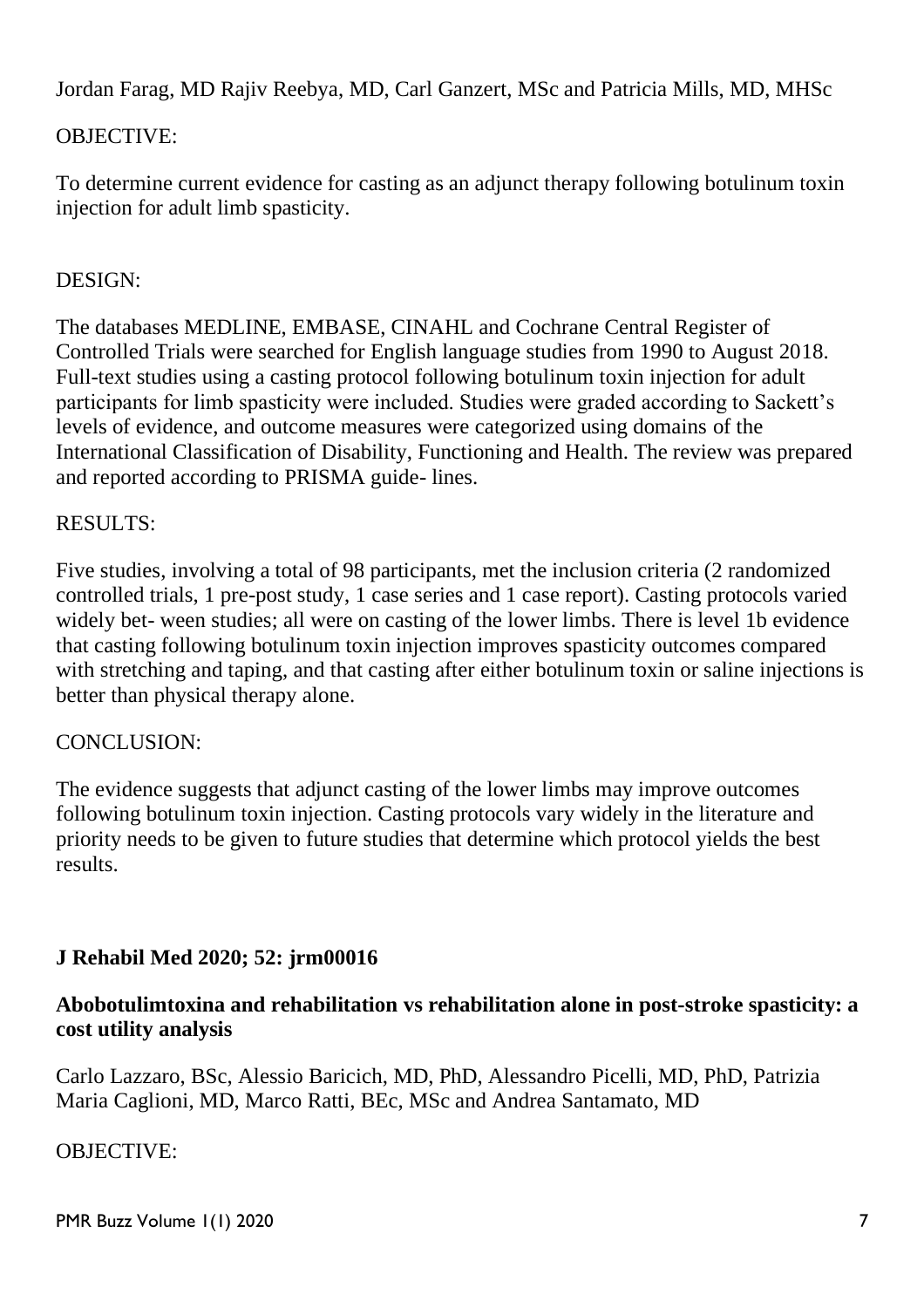Jordan Farag, MD Rajiv Reebya, MD, Carl Ganzert, MSc and Patricia Mills, MD, MHSc

OBJECTIVE:

To determine current evidence for casting as an adjunct therapy following botulinum toxin injection for adult limb spasticity.

DESIGN:

The databases MEDLINE, EMBASE, CINAHL and Cochrane Central Register of Controlled Trials were searched for English language studies from 1990 to August 2018. Full-text studies using a casting protocol following botulinum toxin injection for adult participants for limb spasticity were included. Studies were graded according to Sackett's levels of evidence, and outcome measures were categorized using domains of the International Classification of Disability, Functioning and Health. The review was prepared and reported according to PRISMA guide- lines.

RESULTS:

Five studies, involving a total of 98 participants, met the inclusion criteria (2 randomized controlled trials, 1 pre-post study, 1 case series and 1 case report). Casting protocols varied widely bet- ween studies; all were on casting of the lower limbs. There is level 1b evidence that casting following botulinum toxin injection improves spasticity outcomes compared with stretching and taping, and that casting after either botulinum toxin or saline injections is better than physical therapy alone.

CONCLUSION:

The evidence suggests that adjunct casting of the lower limbs may improve outcomes following botulinum toxin injection. Casting protocols vary widely in the literature and priority needs to be given to future studies that determine which protocol yields the best results.

**J Rehabil Med 2020; 52: jrm00016**

**Abobotulimtoxina and rehabilitation vs rehabilitation alone in post-stroke spasticity: a cost utility analysis**

Carlo Lazzaro, BSc, Alessio Baricich, MD, PhD, Alessandro Picelli, MD, PhD, Patrizia Maria Caglioni, MD, Marco Ratti, BEc, MSc and Andrea Santamato, MD

OBJECTIVE: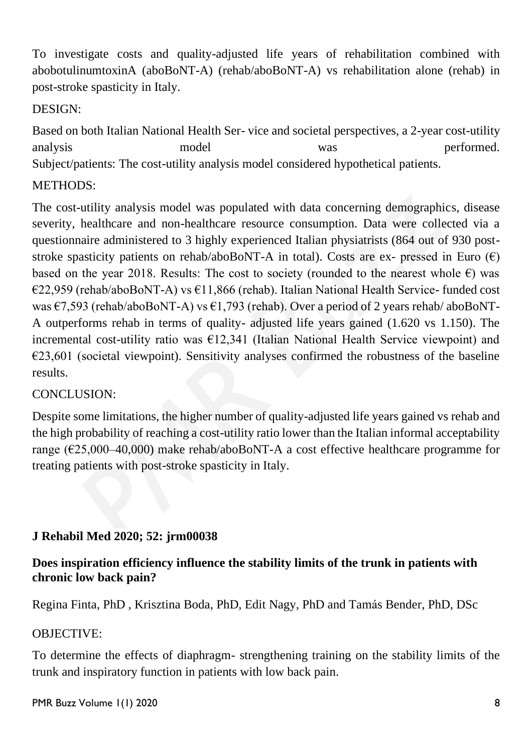To investigate costs and quality-adjusted life years of rehabilitation combined with abobotulinumtoxinA (aboBoNT-A) (rehab/aboBoNT-A) vs rehabilitation alone (rehab) in post-stroke spasticity in Italy.

DESIGN:

Based on both Italian National Health Ser- vice and societal perspectives, a 2-year cost-utility analysis model was performed.
Subject/patients: The cost-utility analysis model considered hypothetical patients.

METHODS:

The cost-utility analysis model was populated with data concerning demographics, disease severity, healthcare and non-healthcare resource consumption. Data were collected via a questionnaire administered to 3 highly experienced Italian physiatrists (864 out of 930 post-stroke spasticity patients on rehab/aboBoNT-A in total). Costs are ex- pressed in Euro (€) based on the year 2018. Results: The cost to society (rounded to the nearest whole €) was €22,959 (rehab/aboBoNT-A) vs €11,866 (rehab). Italian National Health Service- funded cost was €7,593 (rehab/aboBoNT-A) vs €1,793 (rehab). Over a period of 2 years rehab/ aboBoNT-A outperforms rehab in terms of quality- adjusted life years gained (1.620 vs 1.150). The incremental cost-utility ratio was €12,341 (Italian National Health Service viewpoint) and €23,601 (societal viewpoint). Sensitivity analyses confirmed the robustness of the baseline results.

CONCLUSION:

Despite some limitations, the higher number of quality-adjusted life years gained vs rehab and the high probability of reaching a cost-utility ratio lower than the Italian informal acceptability range (€25,000–40,000) make rehab/aboBoNT-A a cost effective healthcare programme for treating patients with post-stroke spasticity in Italy.

**J Rehabil Med 2020; 52: jrm00038**

### Does inspiration efficiency influence the stability limits of the trunk in patients with chronic low back pain?

Regina Finta, PhD , Krisztina Boda, PhD, Edit Nagy, PhD and Tamás Bender, PhD, DSc

OBJECTIVE:

To determine the effects of diaphragm- strengthening training on the stability limits of the trunk and inspiratory function in patients with low back pain.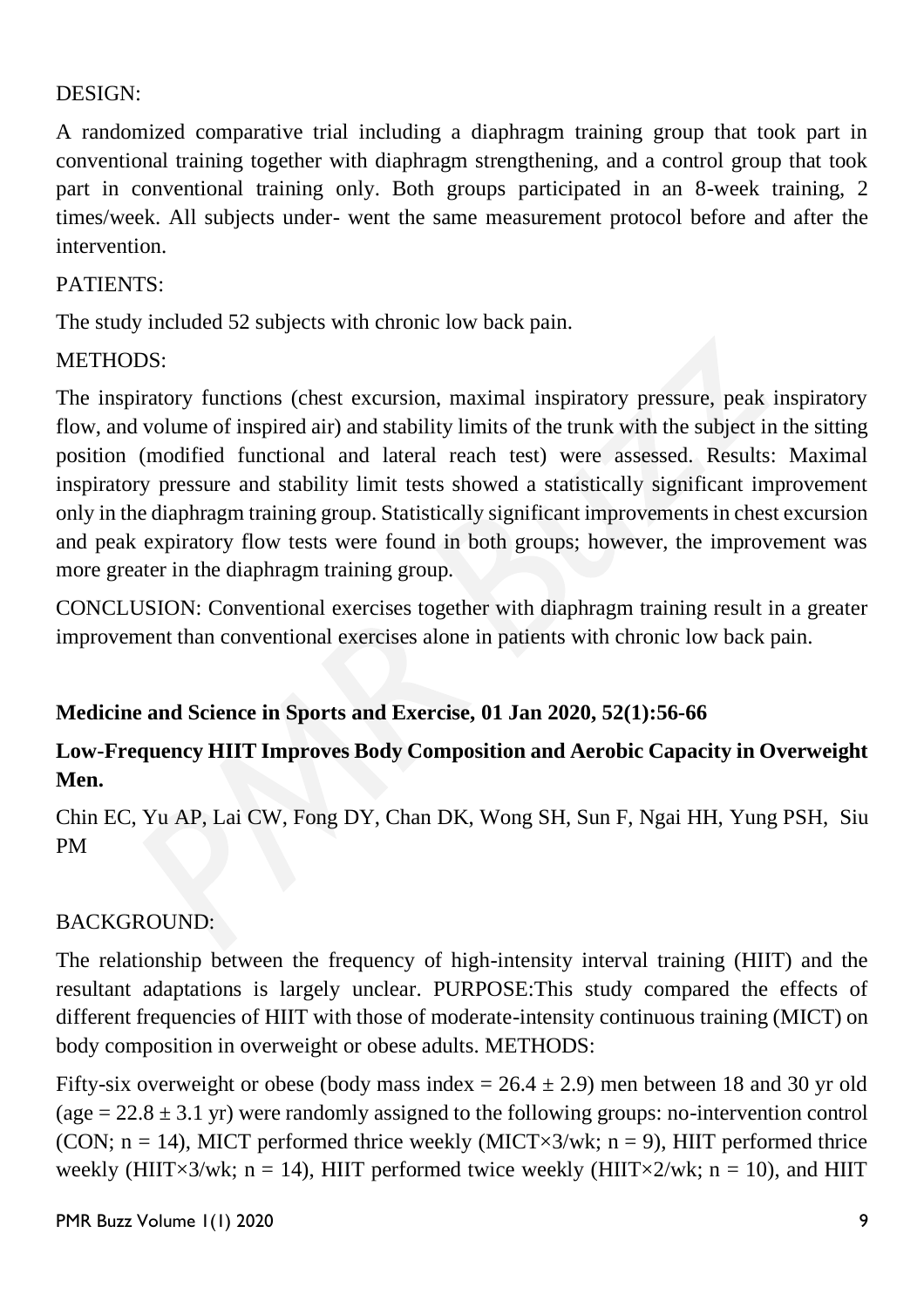DESIGN:

A randomized comparative trial including a diaphragm training group that took part in conventional training together with diaphragm strengthening, and a control group that took part in conventional training only. Both groups participated in an 8-week training, 2 times/week. All subjects under- went the same measurement protocol before and after the intervention.

PATIENTS:

The study included 52 subjects with chronic low back pain.

METHODS:

The inspiratory functions (chest excursion, maximal inspiratory pressure, peak inspiratory flow, and volume of inspired air) and stability limits of the trunk with the subject in the sitting position (modified functional and lateral reach test) were assessed. Results: Maximal inspiratory pressure and stability limit tests showed a statistically significant improvement only in the diaphragm training group. Statistically significant improvements in chest excursion and peak expiratory flow tests were found in both groups; however, the improvement was more greater in the diaphragm training group.

CONCLUSION: Conventional exercises together with diaphragm training result in a greater improvement than conventional exercises alone in patients with chronic low back pain.

**Medicine and Science in Sports and Exercise, 01 Jan 2020, 52(1):56-66**

**Low-Frequency HIIT Improves Body Composition and Aerobic Capacity in Overweight Men.**

Chin EC, Yu AP, Lai CW, Fong DY, Chan DK, Wong SH, Sun F, Ngai HH, Yung PSH, Siu PM

BACKGROUND:

The relationship between the frequency of high-intensity interval training (HIIT) and the resultant adaptations is largely unclear. PURPOSE:This study compared the effects of different frequencies of HIIT with those of moderate-intensity continuous training (MICT) on body composition in overweight or obese adults. METHODS:

Fifty-six overweight or obese (body mass index = 26.4 ± 2.9) men between 18 and 30 yr old (age = 22.8 ± 3.1 yr) were randomly assigned to the following groups: no-intervention control (CON; n = 14), MICT performed thrice weekly (MICT×3/wk; n = 9), HIIT performed thrice weekly (HIIT×3/wk; n = 14), HIIT performed twice weekly (HIIT×2/wk; n = 10), and HIIT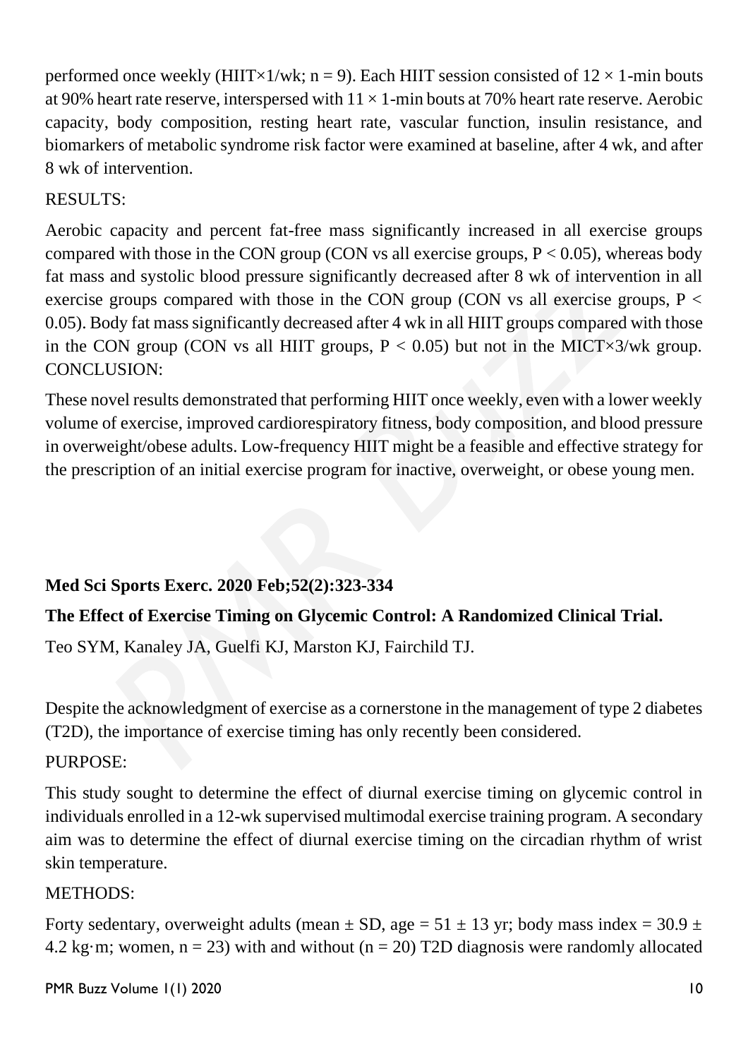performed once weekly (HIIT×1/wk; n = 9). Each HIIT session consisted of 12 × 1-min bouts at 90% heart rate reserve, interspersed with 11 × 1-min bouts at 70% heart rate reserve. Aerobic capacity, body composition, resting heart rate, vascular function, insulin resistance, and biomarkers of metabolic syndrome risk factor were examined at baseline, after 4 wk, and after 8 wk of intervention.

RESULTS:

Aerobic capacity and percent fat-free mass significantly increased in all exercise groups compared with those in the CON group (CON vs all exercise groups, $P < 0.05$), whereas body fat mass and systolic blood pressure significantly decreased after 8 wk of intervention in all exercise groups compared with those in the CON group (CON vs all exercise groups, $P < 0.05$). Body fat mass significantly decreased after 4 wk in all HIIT groups compared with those in the CON group (CON vs all HIIT groups, $P < 0.05$) but not in the MICT×3/wk group.

CONCLUSION:

These novel results demonstrated that performing HIIT once weekly, even with a lower weekly volume of exercise, improved cardiorespiratory fitness, body composition, and blood pressure in overweight/obese adults. Low-frequency HIIT might be a feasible and effective strategy for the prescription of an initial exercise program for inactive, overweight, or obese young men.

**Med Sci Sports Exerc. 2020 Feb;52(2):323-334**

**The Effect of Exercise Timing on Glycemic Control: A Randomized Clinical Trial.**

Teo SYM, Kanaley JA, Guelfi KJ, Marston KJ, Fairchild TJ.

Despite the acknowledgment of exercise as a cornerstone in the management of type 2 diabetes (T2D), the importance of exercise timing has only recently been considered.

PURPOSE:

This study sought to determine the effect of diurnal exercise timing on glycemic control in individuals enrolled in a 12-wk supervised multimodal exercise training program. A secondary aim was to determine the effect of diurnal exercise timing on the circadian rhythm of wrist skin temperature.

METHODS:

Forty sedentary, overweight adults (mean ± SD, age = 51 ± 13 yr; body mass index = 30.9 ± 4.2 kg·m; women, n = 23) with and without (n = 20) T2D diagnosis were randomly allocated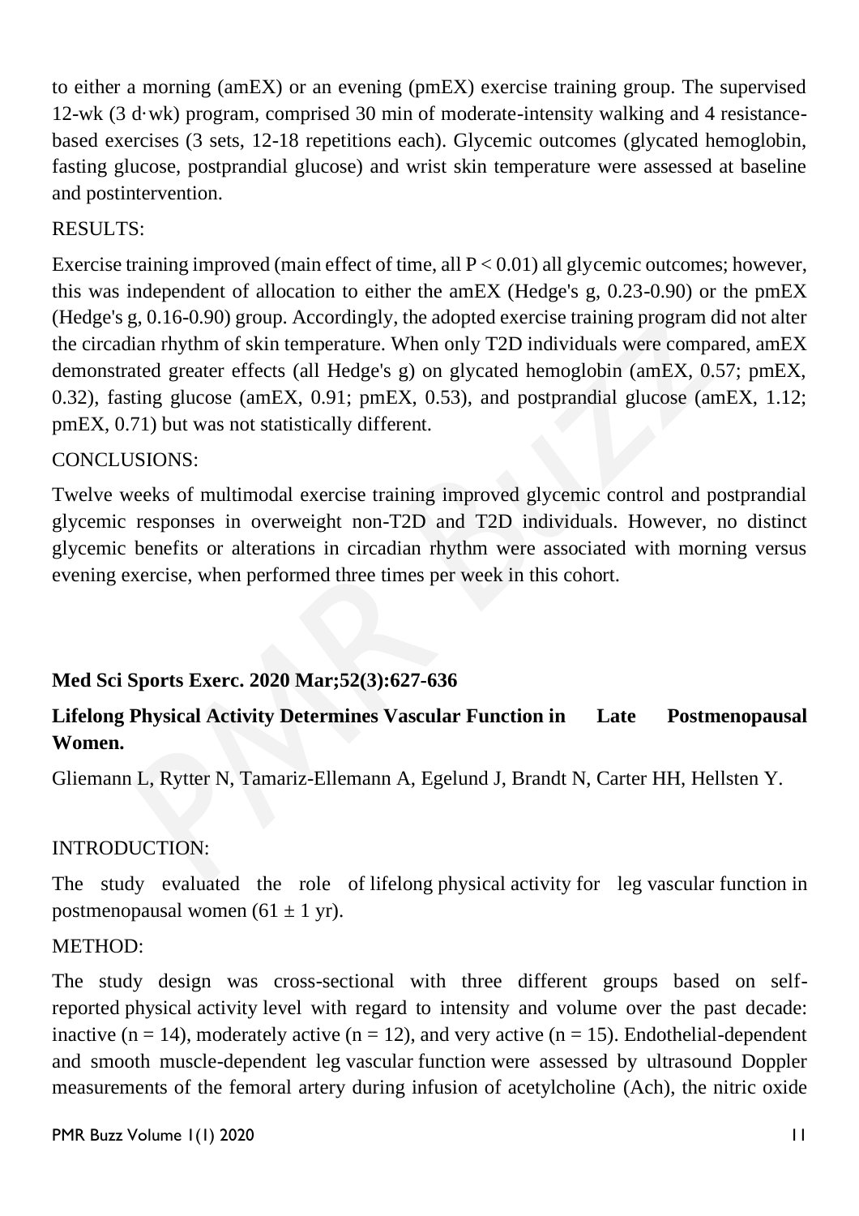to either a morning (amEX) or an evening (pmEX) exercise training group. The supervised 12-wk (3 d·wk) program, comprised 30 min of moderate-intensity walking and 4 resistance-based exercises (3 sets, 12-18 repetitions each). Glycemic outcomes (glycated hemoglobin, fasting glucose, postprandial glucose) and wrist skin temperature were assessed at baseline and postintervention.

RESULTS:

Exercise training improved (main effect of time, all $P < 0.01$) all glycemic outcomes; however, this was independent of allocation to either the amEX (Hedge's g, 0.23-0.90) or the pmEX (Hedge's g, 0.16-0.90) group. Accordingly, the adopted exercise training program did not alter the circadian rhythm of skin temperature. When only T2D individuals were compared, amEX demonstrated greater effects (all Hedge's g) on glycated hemoglobin (amEX, 0.57; pmEX, 0.32), fasting glucose (amEX, 0.91; pmEX, 0.53), and postprandial glucose (amEX, 1.12; pmEX, 0.71) but was not statistically different.

CONCLUSIONS:

Twelve weeks of multimodal exercise training improved glycemic control and postprandial glycemic responses in overweight non-T2D and T2D individuals. However, no distinct glycemic benefits or alterations in circadian rhythm were associated with morning versus evening exercise, when performed three times per week in this cohort.

**Med Sci Sports Exerc. 2020 Mar;52(3):627-636**

**Lifelong Physical Activity Determines Vascular Function in Late Postmenopausal Women.**

Gliemann L, Rytter N, Tamariz-Ellemann A, Egelund J, Brandt N, Carter HH, Hellsten Y.

INTRODUCTION:

The study evaluated the role of lifelong physical activity for leg vascular function in postmenopausal women ($61 \pm 1$ yr).

METHOD:

The study design was cross-sectional with three different groups based on self-reported physical activity level with regard to intensity and volume over the past decade: inactive ($n = 14$), moderately active ($n = 12$), and very active ($n = 15$). Endothelial-dependent and smooth muscle-dependent leg vascular function were assessed by ultrasound Doppler measurements of the femoral artery during infusion of acetylcholine (Ach), the nitric oxide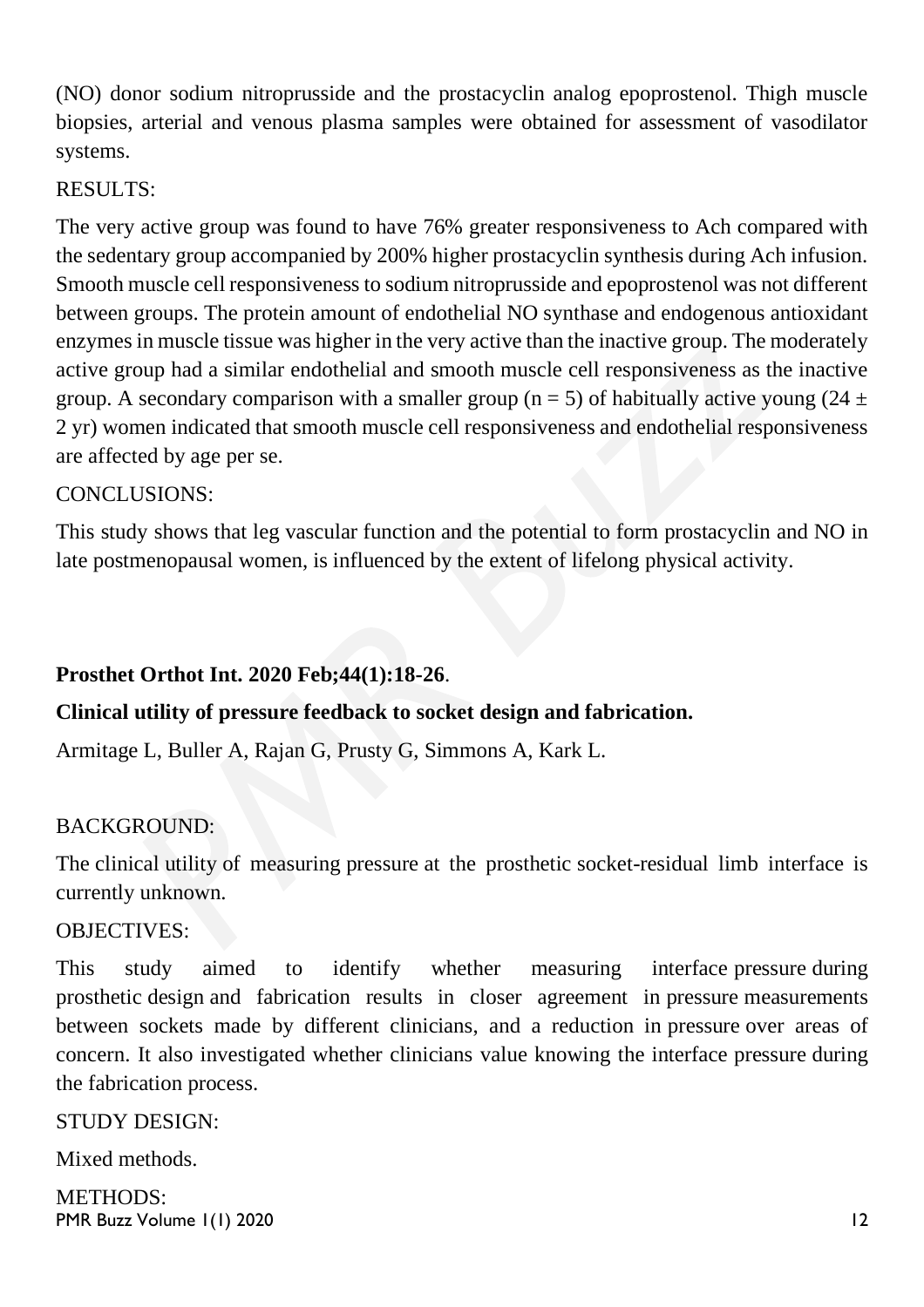(NO) donor sodium nitroprusside and the prostacyclin analog epoprostenol. Thigh muscle biopsies, arterial and venous plasma samples were obtained for assessment of vasodilator systems.

RESULTS:

The very active group was found to have 76% greater responsiveness to Ach compared with the sedentary group accompanied by 200% higher prostacyclin synthesis during Ach infusion. Smooth muscle cell responsiveness to sodium nitroprusside and epoprostenol was not different between groups. The protein amount of endothelial NO synthase and endogenous antioxidant enzymes in muscle tissue was higher in the very active than the inactive group. The moderately active group had a similar endothelial and smooth muscle cell responsiveness as the inactive group. A secondary comparison with a smaller group ($n = 5$) of habitually active young ($24 \pm 2$ yr) women indicated that smooth muscle cell responsiveness and endothelial responsiveness are affected by age per se.

CONCLUSIONS:

This study shows that leg vascular function and the potential to form prostacyclin and NO in late postmenopausal women, is influenced by the extent of lifelong physical activity.

**Prosthet Orthot Int. 2020 Feb;44(1):18-26**.

**Clinical utility of pressure feedback to socket design and fabrication.**

Armitage L, Buller A, Rajan G, Prusty G, Simmons A, Kark L.

BACKGROUND:

The clinical utility of measuring pressure at the prosthetic socket-residual limb interface is currently unknown.

OBJECTIVES:

This study aimed to identify whether measuring interface pressure during prosthetic design and fabrication results in closer agreement in pressure measurements between sockets made by different clinicians, and a reduction in pressure over areas of concern. It also investigated whether clinicians value knowing the interface pressure during the fabrication process.

STUDY DESIGN:

Mixed methods.

METHODS: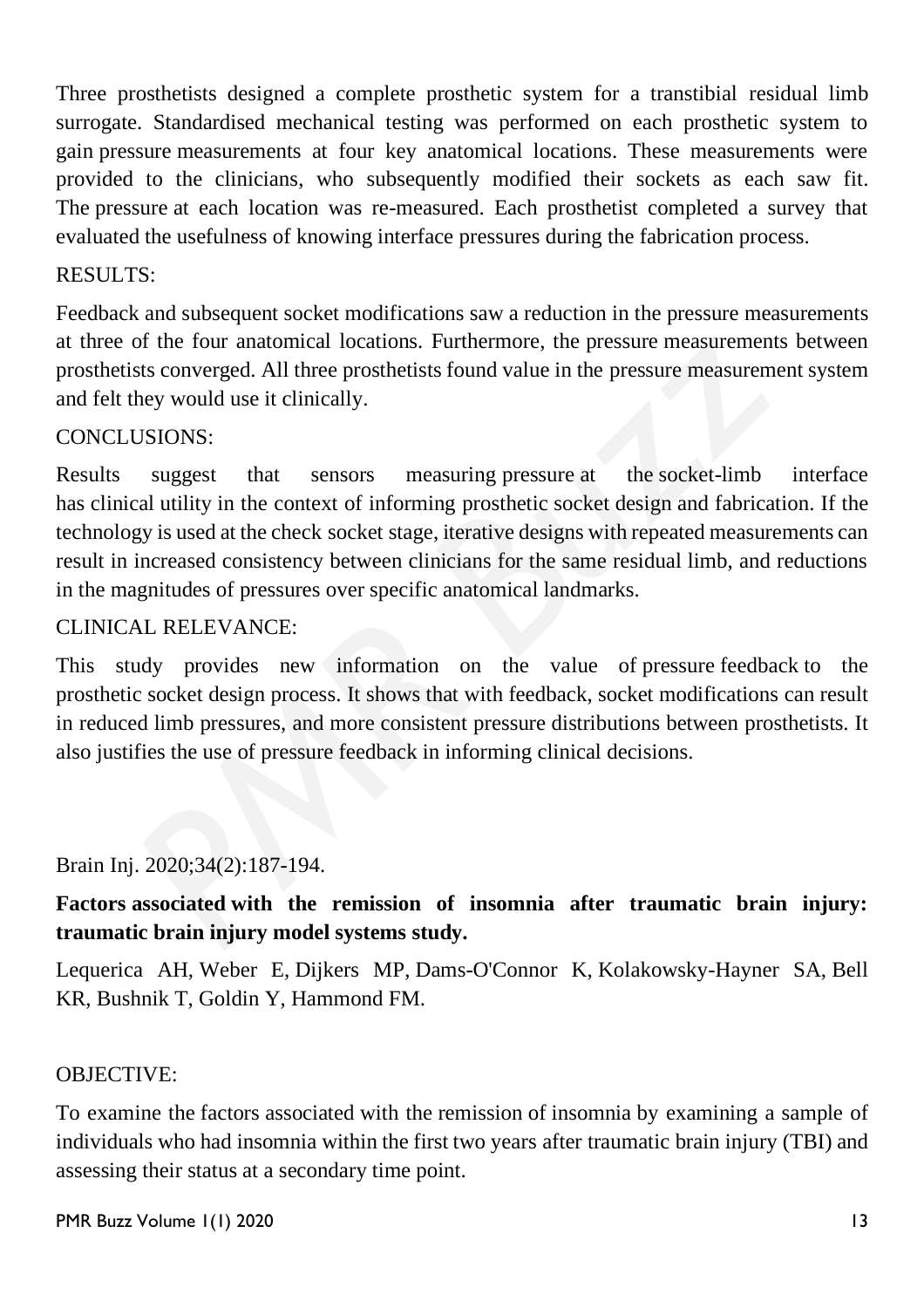Three prosthetists designed a complete prosthetic system for a transtibial residual limb surrogate. Standardised mechanical testing was performed on each prosthetic system to gain pressure measurements at four key anatomical locations. These measurements were provided to the clinicians, who subsequently modified their sockets as each saw fit. The pressure at each location was re-measured. Each prosthetist completed a survey that evaluated the usefulness of knowing interface pressures during the fabrication process.

RESULTS:

Feedback and subsequent socket modifications saw a reduction in the pressure measurements at three of the four anatomical locations. Furthermore, the pressure measurements between prosthetists converged. All three prosthetists found value in the pressure measurement system and felt they would use it clinically.

CONCLUSIONS:

Results suggest that sensors measuring pressure at the socket-limb interface has clinical utility in the context of informing prosthetic socket design and fabrication. If the technology is used at the check socket stage, iterative designs with repeated measurements can result in increased consistency between clinicians for the same residual limb, and reductions in the magnitudes of pressures over specific anatomical landmarks.

CLINICAL RELEVANCE:

This study provides new information on the value of pressure feedback to the prosthetic socket design process. It shows that with feedback, socket modifications can result in reduced limb pressures, and more consistent pressure distributions between prosthetists. It also justifies the use of pressure feedback in informing clinical decisions.

Brain Inj. 2020;34(2):187-194.

**Factors associated with the remission of insomnia after traumatic brain injury: traumatic brain injury model systems study.**

Lequerica AH, Weber E, Dijkers MP, Dams-O'Connor K, Kolakowsky-Hayner SA, Bell KR, Bushnik T, Goldin Y, Hammond FM.

OBJECTIVE:

To examine the factors associated with the remission of insomnia by examining a sample of individuals who had insomnia within the first two years after traumatic brain injury (TBI) and assessing their status at a secondary time point.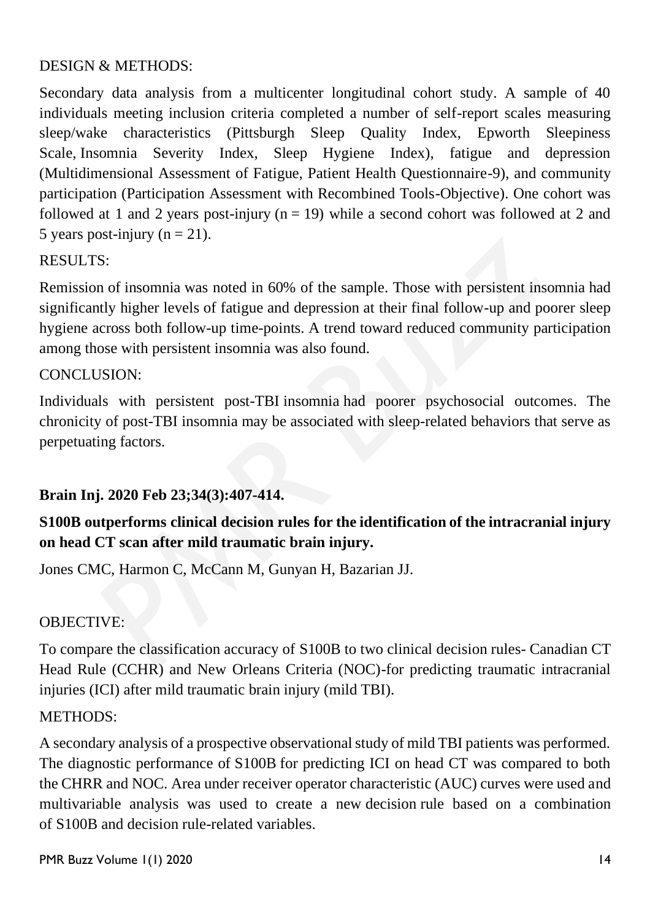DESIGN & METHODS:

Secondary data analysis from a multicenter longitudinal cohort study. A sample of 40 individuals meeting inclusion criteria completed a number of self-report scales measuring sleep/wake characteristics (Pittsburgh Sleep Quality Index, Epworth Sleepiness Scale, Insomnia Severity Index, Sleep Hygiene Index), fatigue and depression (Multidimensional Assessment of Fatigue, Patient Health Questionnaire-9), and community participation (Participation Assessment with Recombined Tools-Objective). One cohort was followed at 1 and 2 years post-injury (n = 19) while a second cohort was followed at 2 and 5 years post-injury (n = 21).

RESULTS:

Remission of insomnia was noted in 60% of the sample. Those with persistent insomnia had significantly higher levels of fatigue and depression at their final follow-up and poorer sleep hygiene across both follow-up time-points. A trend toward reduced community participation among those with persistent insomnia was also found.

CONCLUSION:

Individuals with persistent post-TBI insomnia had poorer psychosocial outcomes. The chronicity of post-TBI insomnia may be associated with sleep-related behaviors that serve as perpetuating factors.

**Brain Inj. 2020 Feb 23;34(3):407-414.**

## S100B outperforms clinical decision rules for the identification of the intracranial injury on head CT scan after mild traumatic brain injury.

Jones CMC, Harmon C, McCann M, Gunyan H, Bazarian JJ.

OBJECTIVE:

To compare the classification accuracy of S100B to two clinical decision rules- Canadian CT Head Rule (CCHR) and New Orleans Criteria (NOC)-for predicting traumatic intracranial injuries (ICI) after mild traumatic brain injury (mild TBI).

METHODS:

A secondary analysis of a prospective observational study of mild TBI patients was performed. The diagnostic performance of S100B for predicting ICI on head CT was compared to both the CHRR and NOC. Area under receiver operator characteristic (AUC) curves were used and multivariable analysis was used to create a new decision rule based on a combination of S100B and decision rule-related variables.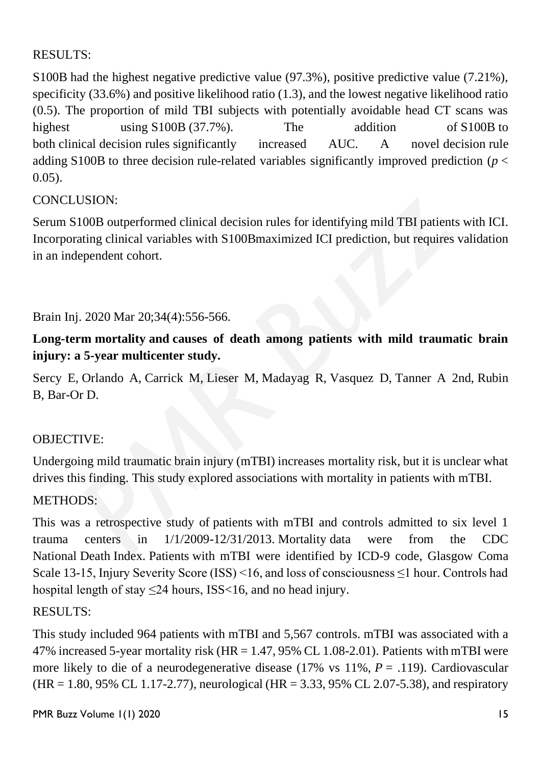RESULTS:

S100B had the highest negative predictive value (97.3%), positive predictive value (7.21%), specificity (33.6%) and positive likelihood ratio (1.3), and the lowest negative likelihood ratio (0.5). The proportion of mild TBI subjects with potentially avoidable head CT scans was highest using S100B (37.7%). The addition of S100B to both clinical decision rules significantly increased AUC. A novel decision rule adding S100B to three decision rule-related variables significantly improved prediction ($p < 0.05$).

CONCLUSION:

Serum S100B outperformed clinical decision rules for identifying mild TBI patients with ICI. Incorporating clinical variables with S100Bmaximized ICI prediction, but requires validation in an independent cohort.

Brain Inj. 2020 Mar 20;34(4):556-566.

**Long-term mortality and causes of death among patients with mild traumatic brain injury: a 5-year multicenter study.**

Sercy E, Orlando A, Carrick M, Lieser M, Madayag R, Vasquez D, Tanner A 2nd, Rubin B, Bar-Or D.

OBJECTIVE:

Undergoing mild traumatic brain injury (mTBI) increases mortality risk, but it is unclear what drives this finding. This study explored associations with mortality in patients with mTBI.

METHODS:

This was a retrospective study of patients with mTBI and controls admitted to six level 1 trauma centers in 1/1/2009-12/31/2013. Mortality data were from the CDC National Death Index. Patients with mTBI were identified by ICD-9 code, Glasgow Coma Scale 13-15, Injury Severity Score (ISS) <16, and loss of consciousness ≤1 hour. Controls had hospital length of stay ≤24 hours, ISS<16, and no head injury.

RESULTS:

This study included 964 patients with mTBI and 5,567 controls. mTBI was associated with a 47% increased 5-year mortality risk (HR = 1.47, 95% CL 1.08-2.01). Patients with mTBI were more likely to die of a neurodegenerative disease (17% vs 11%, $P$ = .119). Cardiovascular (HR = 1.80, 95% CL 1.17-2.77), neurological (HR = 3.33, 95% CL 2.07-5.38), and respiratory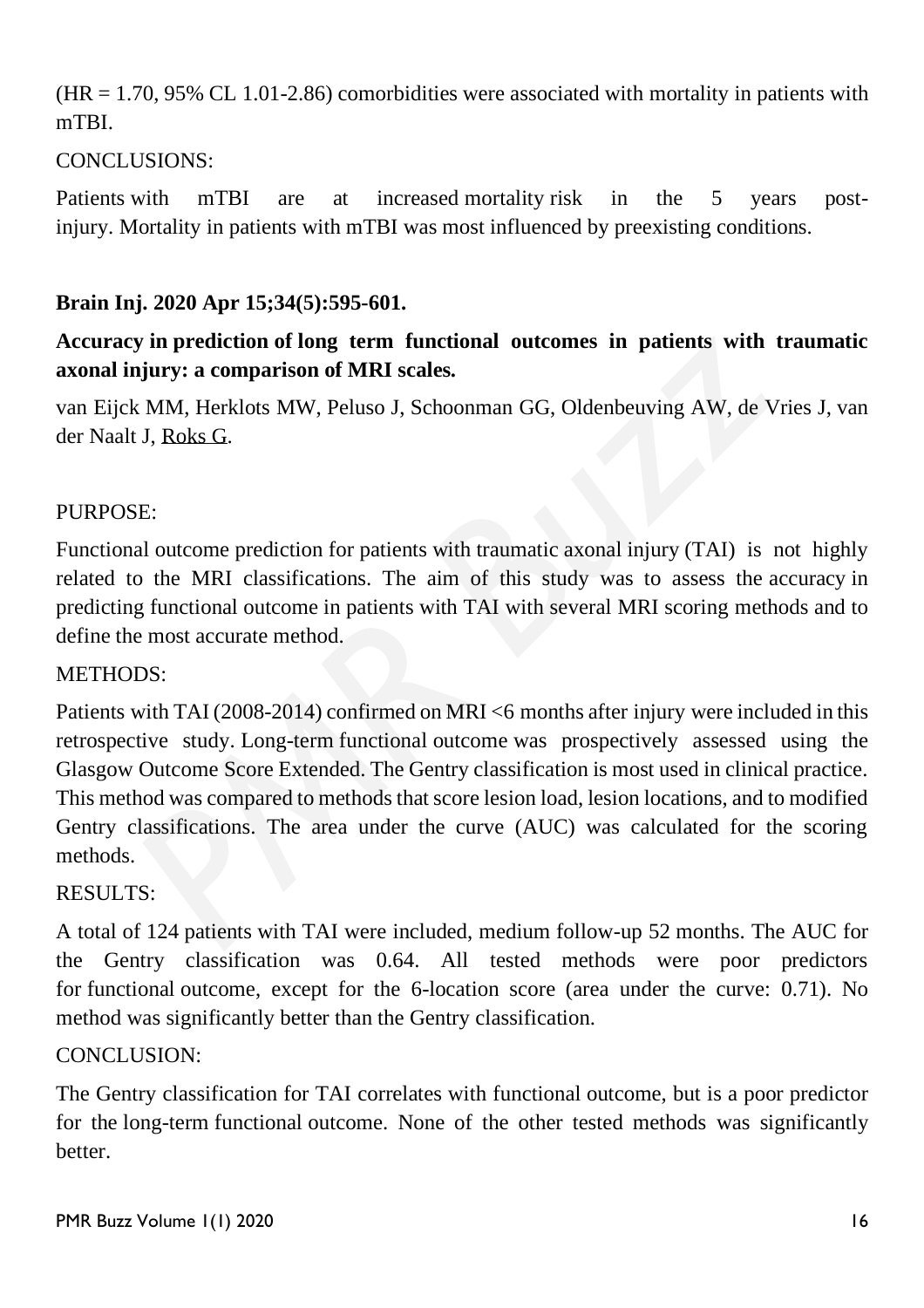(HR = 1.70, 95% CL 1.01-2.86) comorbidities were associated with mortality in patients with mTBI.

CONCLUSIONS:

Patients with mTBI are at increased mortality risk in the 5 years post-injury. Mortality in patients with mTBI was most influenced by preexisting conditions.

**Brain Inj. 2020 Apr 15;34(5):595-601.**

**Accuracy in prediction of long term functional outcomes in patients with traumatic axonal injury: a comparison of MRI scales.**

van Eijck MM, Herklots MW, Peluso J, Schoonman GG, Oldenbeuving AW, de Vries J, van der Naalt J, Roks G.

PURPOSE:

Functional outcome prediction for patients with traumatic axonal injury (TAI) is not highly related to the MRI classifications. The aim of this study was to assess the accuracy in predicting functional outcome in patients with TAI with several MRI scoring methods and to define the most accurate method.

METHODS:

Patients with TAI (2008-2014) confirmed on MRI <6 months after injury were included in this retrospective study. Long-term functional outcome was prospectively assessed using the Glasgow Outcome Score Extended. The Gentry classification is most used in clinical practice. This method was compared to methods that score lesion load, lesion locations, and to modified Gentry classifications. The area under the curve (AUC) was calculated for the scoring methods.

RESULTS:

A total of 124 patients with TAI were included, medium follow-up 52 months. The AUC for the Gentry classification was 0.64. All tested methods were poor predictors for functional outcome, except for the 6-location score (area under the curve: 0.71). No method was significantly better than the Gentry classification.

CONCLUSION:

The Gentry classification for TAI correlates with functional outcome, but is a poor predictor for the long-term functional outcome. None of the other tested methods was significantly better.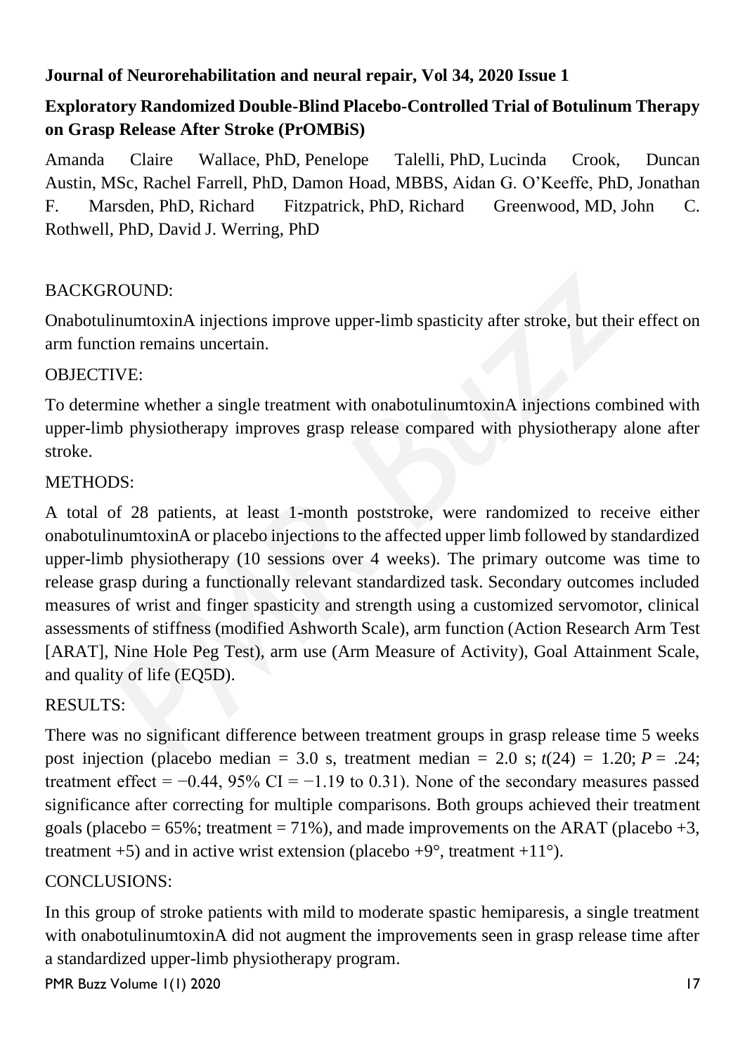**Journal of Neurorehabilitation and neural repair, Vol 34, 2020 Issue 1**

## Exploratory Randomized Double-Blind Placebo-Controlled Trial of Botulinum Therapy on Grasp Release After Stroke (PrOMBiS)

Amanda Claire Wallace, PhD, Penelope Talelli, PhD, Lucinda Crook, Duncan Austin, MSc, Rachel Farrell, PhD, Damon Hoad, MBBS, Aidan G. O'Keeffe, PhD, Jonathan F. Marsden, PhD, Richard Fitzpatrick, PhD, Richard Greenwood, MD, John C. Rothwell, PhD, David J. Werring, PhD

BACKGROUND:

OnabotulinumtoxinA injections improve upper-limb spasticity after stroke, but their effect on arm function remains uncertain.

OBJECTIVE:

To determine whether a single treatment with onabotulinumtoxinA injections combined with upper-limb physiotherapy improves grasp release compared with physiotherapy alone after stroke.

METHODS:

A total of 28 patients, at least 1-month poststroke, were randomized to receive either onabotulinumtoxinA or placebo injections to the affected upper limb followed by standardized upper-limb physiotherapy (10 sessions over 4 weeks). The primary outcome was time to release grasp during a functionally relevant standardized task. Secondary outcomes included measures of wrist and finger spasticity and strength using a customized servomotor, clinical assessments of stiffness (modified Ashworth Scale), arm function (Action Research Arm Test [ARAT], Nine Hole Peg Test), arm use (Arm Measure of Activity), Goal Attainment Scale, and quality of life (EQ5D).

RESULTS:

There was no significant difference between treatment groups in grasp release time 5 weeks post injection (placebo median = 3.0 s, treatment median = 2.0 s; $t(24) = 1.20$; $P = .24$; treatment effect = −0.44, 95% CI = −1.19 to 0.31). None of the secondary measures passed significance after correcting for multiple comparisons. Both groups achieved their treatment goals (placebo = 65%; treatment = 71%), and made improvements on the ARAT (placebo +3, treatment +5) and in active wrist extension (placebo +9°, treatment +11°).

CONCLUSIONS:

In this group of stroke patients with mild to moderate spastic hemiparesis, a single treatment with onabotulinumtoxinA did not augment the improvements seen in grasp release time after a standardized upper-limb physiotherapy program.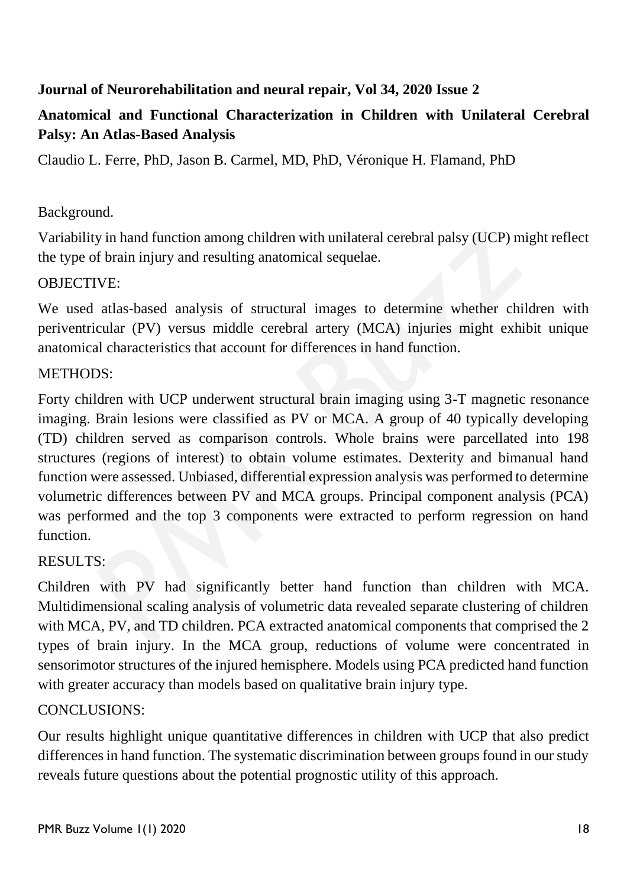**Journal of Neurorehabilitation and neural repair, Vol 34, 2020 Issue 2**

## Anatomical and Functional Characterization in Children with Unilateral Cerebral Palsy: An Atlas-Based Analysis

Claudio L. Ferre, PhD, Jason B. Carmel, MD, PhD, Véronique H. Flamand, PhD

Background.

Variability in hand function among children with unilateral cerebral palsy (UCP) might reflect the type of brain injury and resulting anatomical sequelae.

OBJECTIVE:

We used atlas-based analysis of structural images to determine whether children with periventricular (PV) versus middle cerebral artery (MCA) injuries might exhibit unique anatomical characteristics that account for differences in hand function.

METHODS:

Forty children with UCP underwent structural brain imaging using 3-T magnetic resonance imaging. Brain lesions were classified as PV or MCA. A group of 40 typically developing (TD) children served as comparison controls. Whole brains were parcellated into 198 structures (regions of interest) to obtain volume estimates. Dexterity and bimanual hand function were assessed. Unbiased, differential expression analysis was performed to determine volumetric differences between PV and MCA groups. Principal component analysis (PCA) was performed and the top 3 components were extracted to perform regression on hand function.

RESULTS:

Children with PV had significantly better hand function than children with MCA. Multidimensional scaling analysis of volumetric data revealed separate clustering of children with MCA, PV, and TD children. PCA extracted anatomical components that comprised the 2 types of brain injury. In the MCA group, reductions of volume were concentrated in sensorimotor structures of the injured hemisphere. Models using PCA predicted hand function with greater accuracy than models based on qualitative brain injury type.

CONCLUSIONS:

Our results highlight unique quantitative differences in children with UCP that also predict differences in hand function. The systematic discrimination between groups found in our study reveals future questions about the potential prognostic utility of this approach.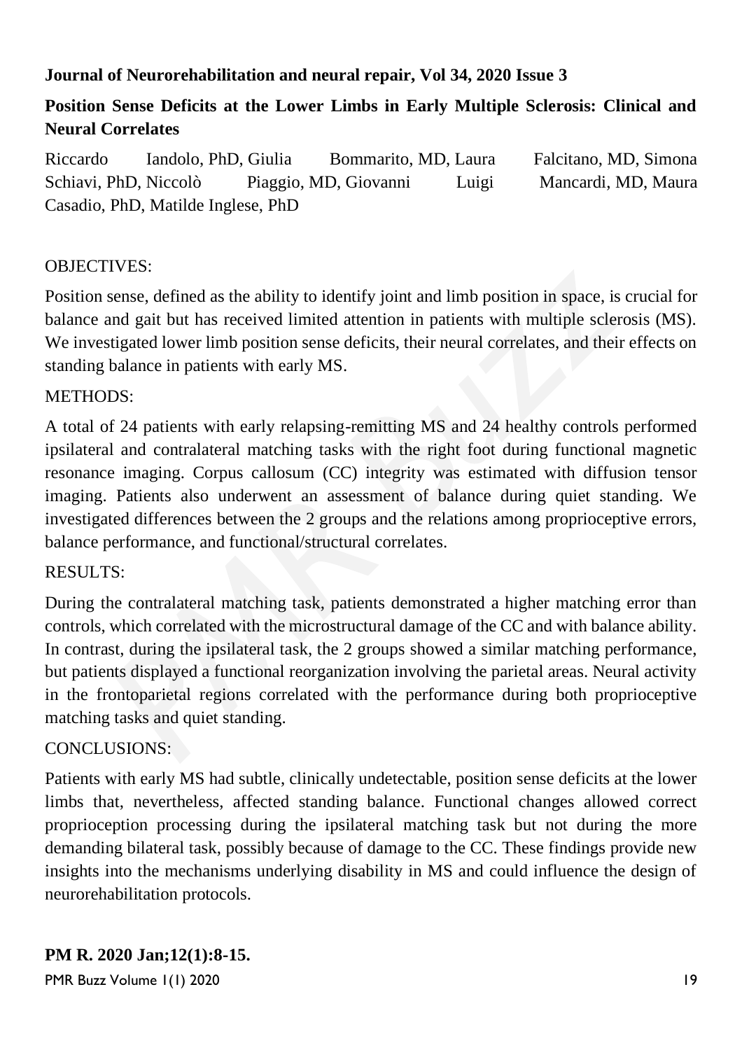**Journal of Neurorehabilitation and neural repair, Vol 34, 2020 Issue 3**

## Position Sense Deficits at the Lower Limbs in Early Multiple Sclerosis: Clinical and Neural Correlates

Riccardo Iandolo, PhD, Giulia Bommarito, MD, Laura Falcitano, MD, Simona Schiavi, PhD, Niccolò Piaggio, MD, Giovanni Luigi Mancardi, MD, Maura Casadio, PhD, Matilde Inglese, PhD

OBJECTIVES:

Position sense, defined as the ability to identify joint and limb position in space, is crucial for balance and gait but has received limited attention in patients with multiple sclerosis (MS). We investigated lower limb position sense deficits, their neural correlates, and their effects on standing balance in patients with early MS.

METHODS:

A total of 24 patients with early relapsing-remitting MS and 24 healthy controls performed ipsilateral and contralateral matching tasks with the right foot during functional magnetic resonance imaging. Corpus callosum (CC) integrity was estimated with diffusion tensor imaging. Patients also underwent an assessment of balance during quiet standing. We investigated differences between the 2 groups and the relations among proprioceptive errors, balance performance, and functional/structural correlates.

RESULTS:

During the contralateral matching task, patients demonstrated a higher matching error than controls, which correlated with the microstructural damage of the CC and with balance ability. In contrast, during the ipsilateral task, the 2 groups showed a similar matching performance, but patients displayed a functional reorganization involving the parietal areas. Neural activity in the frontoparietal regions correlated with the performance during both proprioceptive matching tasks and quiet standing.

CONCLUSIONS:

Patients with early MS had subtle, clinically undetectable, position sense deficits at the lower limbs that, nevertheless, affected standing balance. Functional changes allowed correct proprioception processing during the ipsilateral matching task but not during the more demanding bilateral task, possibly because of damage to the CC. These findings provide new insights into the mechanisms underlying disability in MS and could influence the design of neurorehabilitation protocols.

**PM R. 2020 Jan;12(1):8-15.**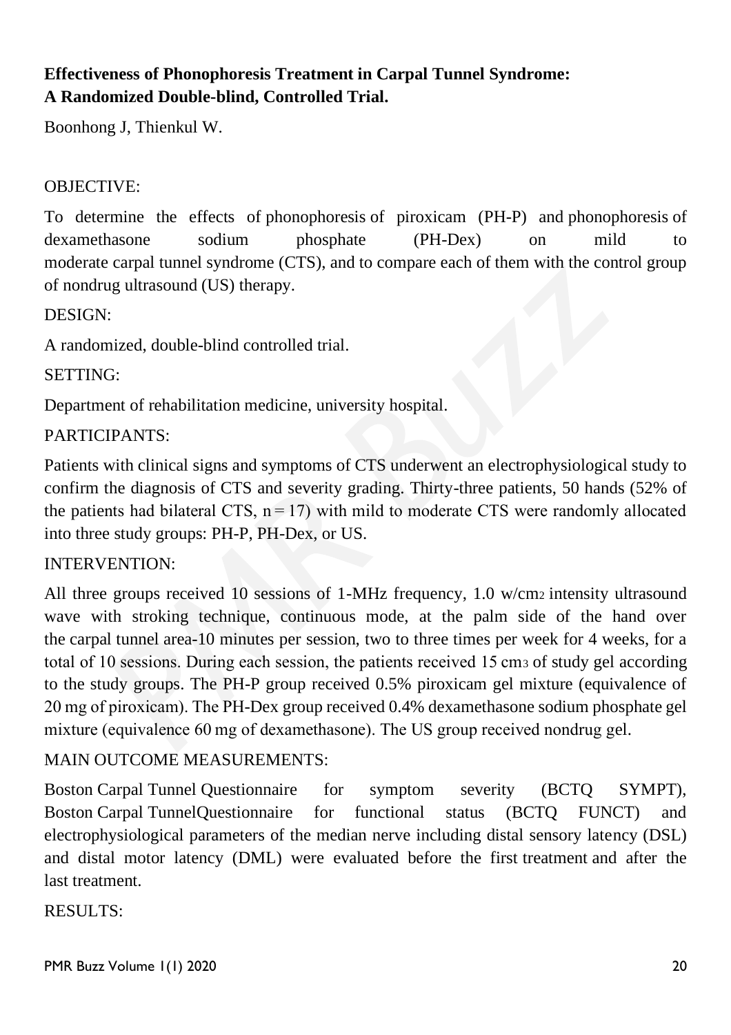**Effectiveness of Phonophoresis Treatment in Carpal Tunnel Syndrome: A Randomized Double-blind, Controlled Trial.**

Boonhong J, Thienkul W.

OBJECTIVE:

To determine the effects of phonophoresis of piroxicam (PH-P) and phonophoresis of dexamethasone sodium phosphate (PH-Dex) on mild to moderate carpal tunnel syndrome (CTS), and to compare each of them with the control group of nondrug ultrasound (US) therapy.

DESIGN:

A randomized, double-blind controlled trial.

SETTING:

Department of rehabilitation medicine, university hospital.

PARTICIPANTS:

Patients with clinical signs and symptoms of CTS underwent an electrophysiological study to confirm the diagnosis of CTS and severity grading. Thirty-three patients, 50 hands (52% of the patients had bilateral CTS, $n = 17$) with mild to moderate CTS were randomly allocated into three study groups: PH-P, PH-Dex, or US.

INTERVENTION:

All three groups received 10 sessions of 1-MHz frequency, 1.0 $w/cm^2$ intensity ultrasound wave with stroking technique, continuous mode, at the palm side of the hand over the carpal tunnel area-10 minutes per session, two to three times per week for 4 weeks, for a total of 10 sessions. During each session, the patients received 15 $cm^3$ of study gel according to the study groups. The PH-P group received 0.5% piroxicam gel mixture (equivalence of 20 mg of piroxicam). The PH-Dex group received 0.4% dexamethasone sodium phosphate gel mixture (equivalence 60 mg of dexamethasone). The US group received nondrug gel.

MAIN OUTCOME MEASUREMENTS:

Boston Carpal Tunnel Questionnaire for symptom severity (BCTQ SYMPT), Boston Carpal TunnelQuestionnaire for functional status (BCTQ FUNCT) and electrophysiological parameters of the median nerve including distal sensory latency (DSL) and distal motor latency (DML) were evaluated before the first treatment and after the last treatment.

RESULTS: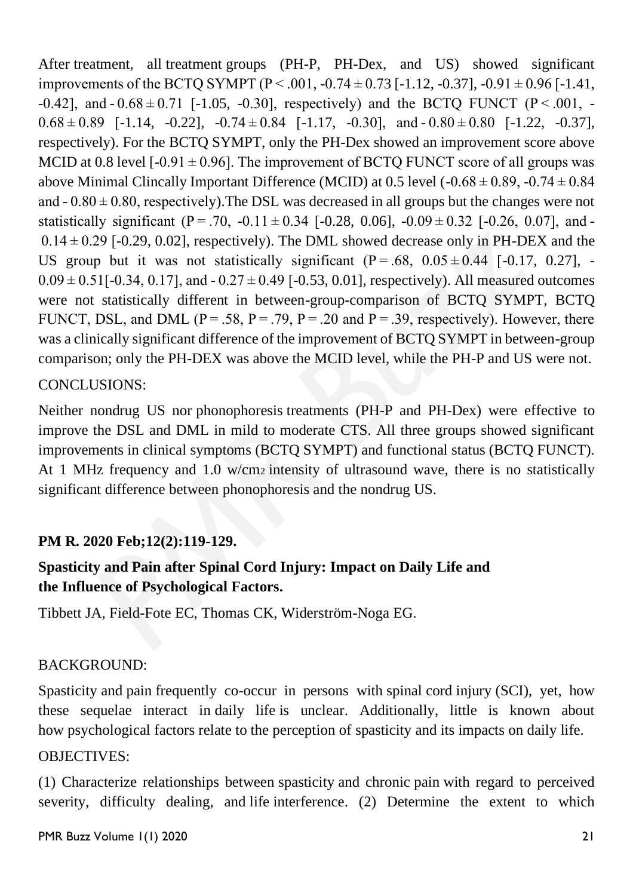After treatment, all treatment groups (PH-P, PH-Dex, and US) showed significant improvements of the BCTQ SYMPT ($P < .001$, $-0.74 \pm 0.73$ [-1.12, -0.37], $-0.91 \pm 0.96$ [-1.41, -0.42], and $-0.68 \pm 0.71$ [-1.05, -0.30], respectively) and the BCTQ FUNCT ($P < .001$, $-0.68 \pm 0.89$ [-1.14, -0.22], $-0.74 \pm 0.84$ [-1.17, -0.30], and $-0.80 \pm 0.80$ [-1.22, -0.37], respectively). For the BCTQ SYMPT, only the PH-Dex showed an improvement score above MCID at 0.8 level [$-0.91 \pm 0.96$]. The improvement of BCTQ FUNCT score of all groups was above Minimal Clincally Important Difference (MCID) at 0.5 level ($-0.68 \pm 0.89$, $-0.74 \pm 0.84$ and $-0.80 \pm 0.80$, respectively).The DSL was decreased in all groups but the changes were not statistically significant ($P = .70$, $-0.11 \pm 0.34$ [-0.28, 0.06], $-0.09 \pm 0.32$ [-0.26, 0.07], and $-0.14 \pm 0.29$ [-0.29, 0.02], respectively). The DML showed decrease only in PH-DEX and the US group but it was not statistically significant ($P = .68$, $0.05 \pm 0.44$ [-0.17, 0.27], $-0.09 \pm 0.51$[-0.34, 0.17], and $-0.27 \pm 0.49$ [-0.53, 0.01], respectively). All measured outcomes were not statistically different in between-group-comparison of BCTQ SYMPT, BCTQ FUNCT, DSL, and DML ($P = .58$, $P = .79$, $P = .20$ and $P = .39$, respectively). However, there was a clinically significant difference of the improvement of BCTQ SYMPT in between-group comparison; only the PH-DEX was above the MCID level, while the PH-P and US were not.

CONCLUSIONS:

Neither nondrug US nor phonophoresis treatments (PH-P and PH-Dex) were effective to improve the DSL and DML in mild to moderate CTS. All three groups showed significant improvements in clinical symptoms (BCTQ SYMPT) and functional status (BCTQ FUNCT). At 1 MHz frequency and 1.0 $w/cm_2$ intensity of ultrasound wave, there is no statistically significant difference between phonophoresis and the nondrug US.

**PM R. 2020 Feb;12(2):119-129.**

**Spasticity and Pain after Spinal Cord Injury: Impact on Daily Life and the Influence of Psychological Factors.**

Tibbett JA, Field-Fote EC, Thomas CK, Widerström-Noga EG.

BACKGROUND:

Spasticity and pain frequently co-occur in persons with spinal cord injury (SCI), yet, how these sequelae interact in daily life is unclear. Additionally, little is known about how psychological factors relate to the perception of spasticity and its impacts on daily life.

OBJECTIVES:

(1) Characterize relationships between spasticity and chronic pain with regard to perceived severity, difficulty dealing, and life interference. (2) Determine the extent to which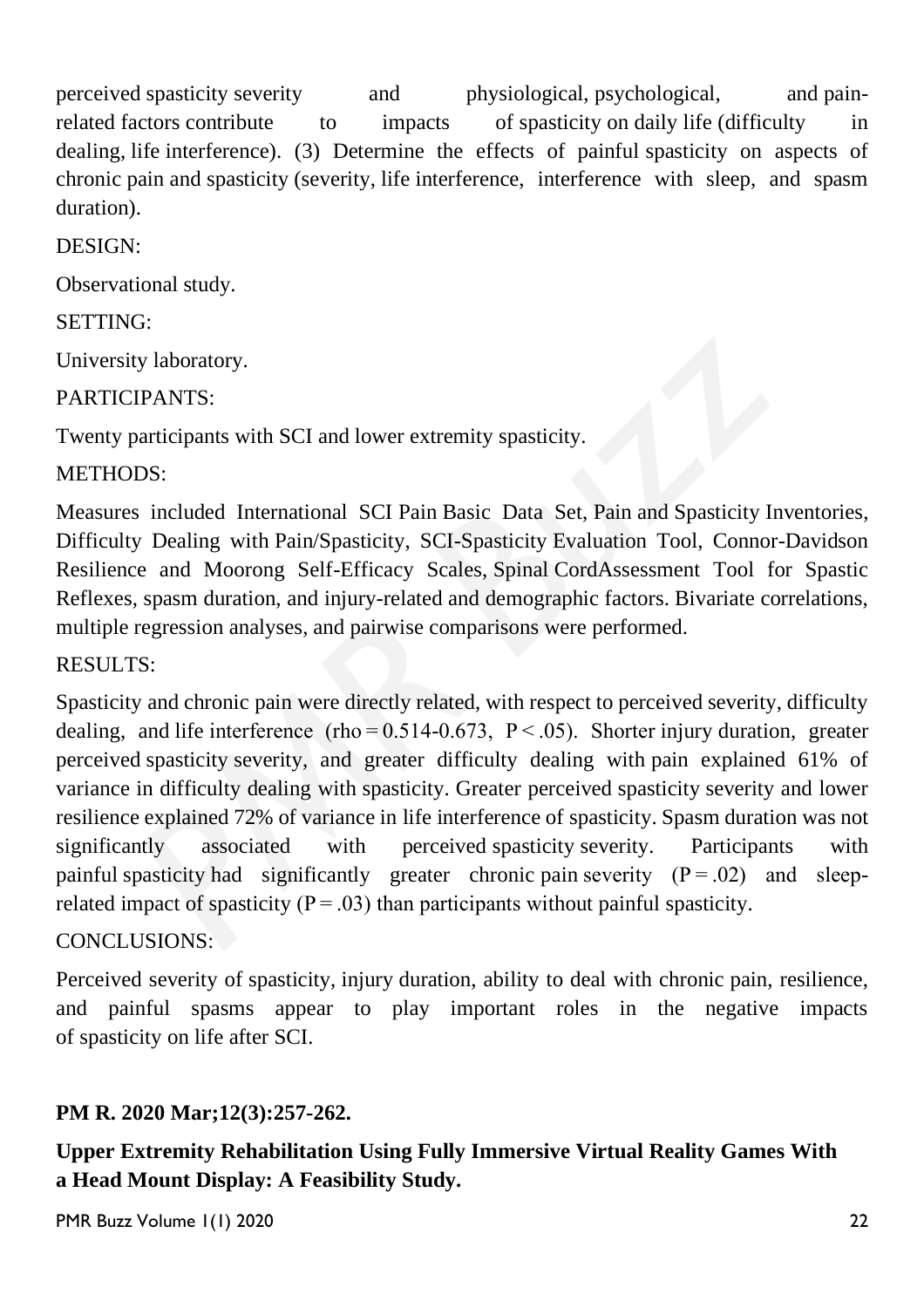perceived spasticity severity and physiological, psychological, and pain-related factors contribute to impacts of spasticity on daily life (difficulty in dealing, life interference). (3) Determine the effects of painful spasticity on aspects of chronic pain and spasticity (severity, life interference, interference with sleep, and spasm duration).

DESIGN:

Observational study.

SETTING:

University laboratory.

PARTICIPANTS:

Twenty participants with SCI and lower extremity spasticity.

METHODS:

Measures included International SCI Pain Basic Data Set, Pain and Spasticity Inventories, Difficulty Dealing with Pain/Spasticity, SCI-Spasticity Evaluation Tool, Connor-Davidson Resilience and Moorong Self-Efficacy Scales, Spinal CordAssessment Tool for Spastic Reflexes, spasm duration, and injury-related and demographic factors. Bivariate correlations, multiple regression analyses, and pairwise comparisons were performed.

RESULTS:

Spasticity and chronic pain were directly related, with respect to perceived severity, difficulty dealing, and life interference (rho = 0.514-0.673, $P < .05$). Shorter injury duration, greater perceived spasticity severity, and greater difficulty dealing with pain explained 61% of variance in difficulty dealing with spasticity. Greater perceived spasticity severity and lower resilience explained 72% of variance in life interference of spasticity. Spasm duration was not significantly associated with perceived spasticity severity. Participants with painful spasticity had significantly greater chronic pain severity ($P = .02$) and sleep-related impact of spasticity ($P = .03$) than participants without painful spasticity.

CONCLUSIONS:

Perceived severity of spasticity, injury duration, ability to deal with chronic pain, resilience, and painful spasms appear to play important roles in the negative impacts of spasticity on life after SCI.

**PM R. 2020 Mar;12(3):257-262.**

**Upper Extremity Rehabilitation Using Fully Immersive Virtual Reality Games With a Head Mount Display: A Feasibility Study.**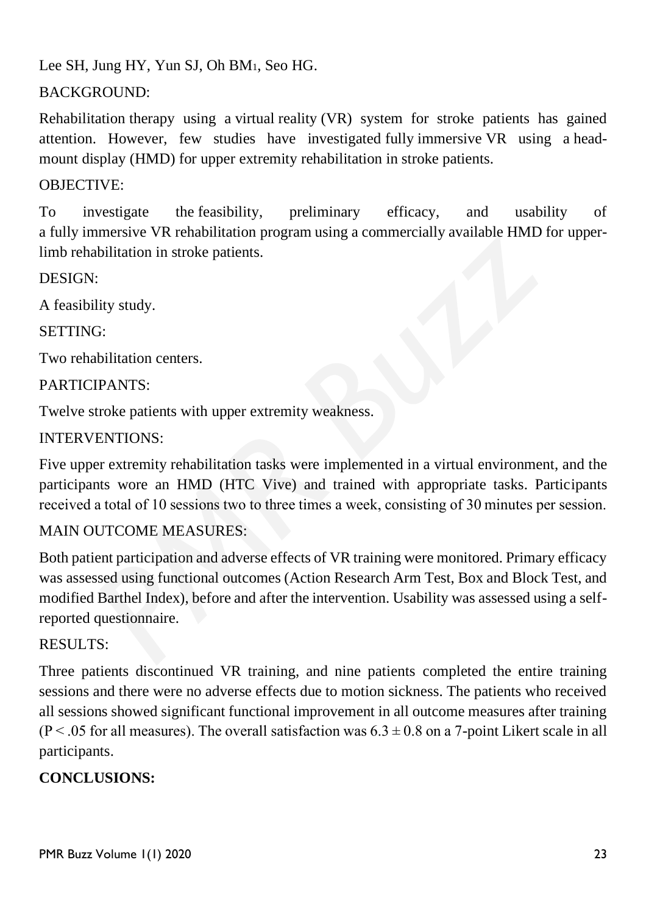Lee SH, Jung HY, Yun SJ, Oh BM[1], Seo HG.

BACKGROUND:

Rehabilitation therapy using a virtual reality (VR) system for stroke patients has gained attention. However, few studies have investigated fully immersive VR using a head-mount display (HMD) for upper extremity rehabilitation in stroke patients.

OBJECTIVE:

To investigate the feasibility, preliminary efficacy, and usability of a fully immersive VR rehabilitation program using a commercially available HMD for upper-limb rehabilitation in stroke patients.

DESIGN:

A feasibility study.

SETTING:

Two rehabilitation centers.

PARTICIPANTS:

Twelve stroke patients with upper extremity weakness.

INTERVENTIONS:

Five upper extremity rehabilitation tasks were implemented in a virtual environment, and the participants wore an HMD (HTC Vive) and trained with appropriate tasks. Participants received a total of 10 sessions two to three times a week, consisting of 30 minutes per session.

MAIN OUTCOME MEASURES:

Both patient participation and adverse effects of VR training were monitored. Primary efficacy was assessed using functional outcomes (Action Research Arm Test, Box and Block Test, and modified Barthel Index), before and after the intervention. Usability was assessed using a self-reported questionnaire.

RESULTS:

Three patients discontinued VR training, and nine patients completed the entire training sessions and there were no adverse effects due to motion sickness. The patients who received all sessions showed significant functional improvement in all outcome measures after training ($P < .05$ for all measures). The overall satisfaction was $6.3 \pm 0.8$ on a 7-point Likert scale in all participants.

**CONCLUSIONS:**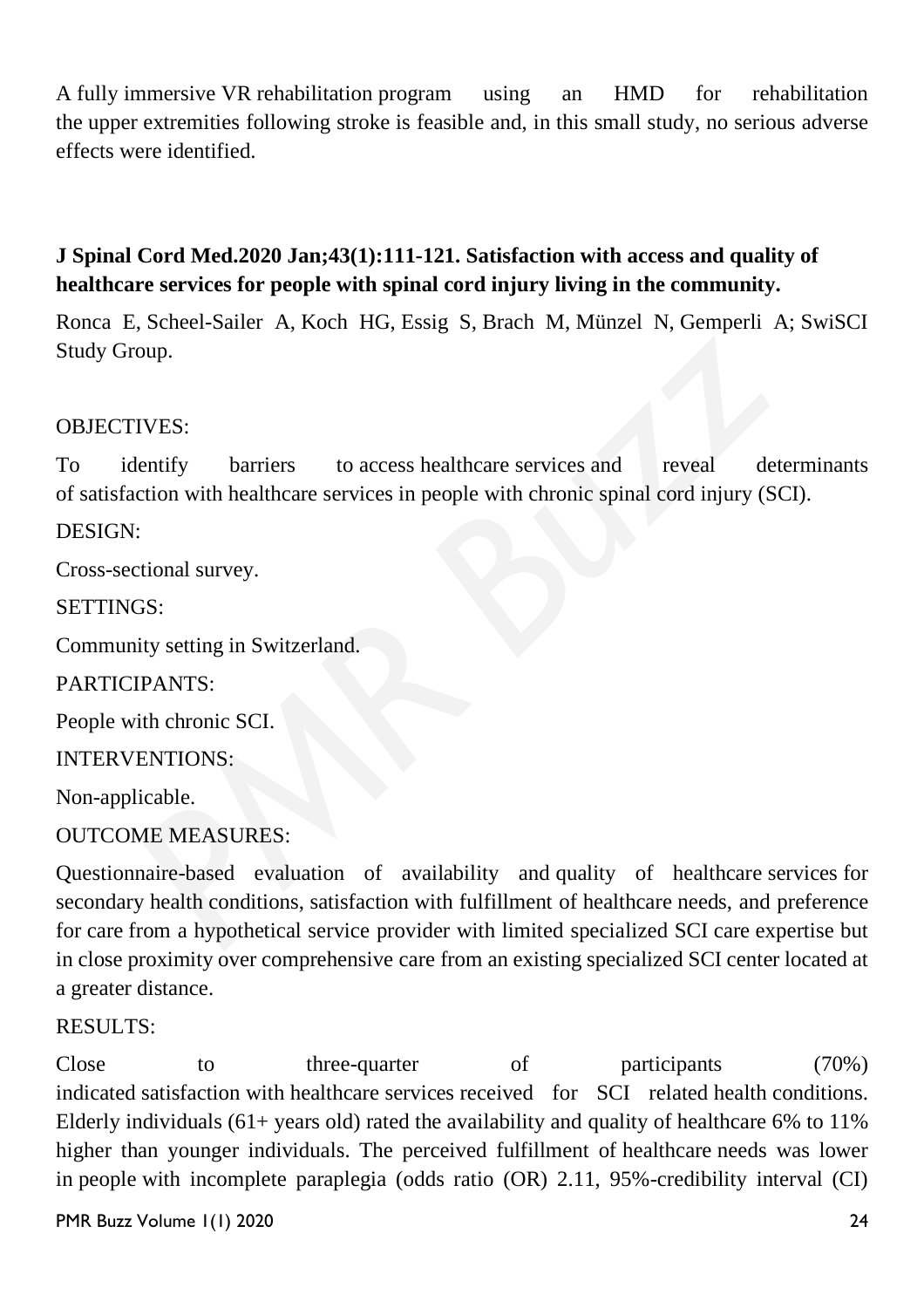A fully immersive VR rehabilitation program using an HMD for rehabilitation the upper extremities following stroke is feasible and, in this small study, no serious adverse effects were identified.

**J Spinal Cord Med.2020 Jan;43(1):111-121. Satisfaction with access and quality of healthcare services for people with spinal cord injury living in the community.**

Ronca E, Scheel-Sailer A, Koch HG, Essig S, Brach M, Münzel N, Gemperli A; SwiSCI Study Group.

OBJECTIVES:

To identify barriers to access healthcare services and reveal determinants of satisfaction with healthcare services in people with chronic spinal cord injury (SCI).

DESIGN:

Cross-sectional survey.

SETTINGS:

Community setting in Switzerland.

PARTICIPANTS:

People with chronic SCI.

INTERVENTIONS:

Non-applicable.

OUTCOME MEASURES:

Questionnaire-based evaluation of availability and quality of healthcare services for secondary health conditions, satisfaction with fulfillment of healthcare needs, and preference for care from a hypothetical service provider with limited specialized SCI care expertise but in close proximity over comprehensive care from an existing specialized SCI center located at a greater distance.

RESULTS:

Close to three-quarter of participants (70%) indicated satisfaction with healthcare services received for SCI related health conditions. Elderly individuals (61+ years old) rated the availability and quality of healthcare 6% to 11% higher than younger individuals. The perceived fulfillment of healthcare needs was lower in people with incomplete paraplegia (odds ratio (OR) 2.11, 95%-credibility interval (CI)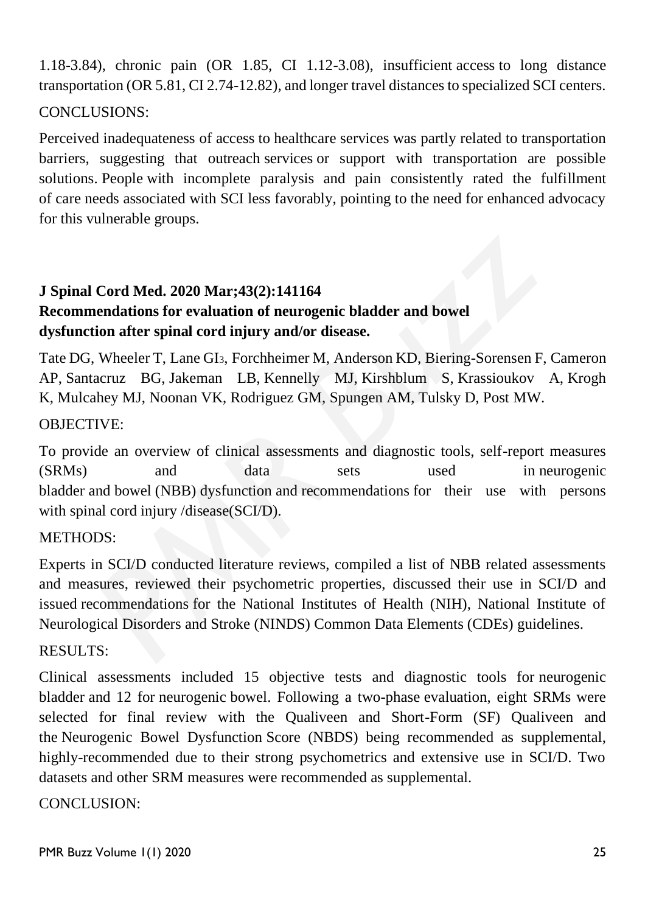1.18-3.84), chronic pain (OR 1.85, CI 1.12-3.08), insufficient access to long distance transportation (OR 5.81, CI 2.74-12.82), and longer travel distances to specialized SCI centers.

CONCLUSIONS:

Perceived inadequateness of access to healthcare services was partly related to transportation barriers, suggesting that outreach services or support with transportation are possible solutions. People with incomplete paralysis and pain consistently rated the fulfillment of care needs associated with SCI less favorably, pointing to the need for enhanced advocacy for this vulnerable groups.

**J Spinal Cord Med. 2020 Mar;43(2):141164**
**Recommendations for evaluation of neurogenic bladder and bowel dysfunction after spinal cord injury and/or disease.**

Tate DG, Wheeler T, Lane GI3, Forchheimer M, Anderson KD, Biering-Sorensen F, Cameron AP, Santacruz BG, Jakeman LB, Kennelly MJ, Kirshblum S, Krassioukov A, Krogh K, Mulcahey MJ, Noonan VK, Rodriguez GM, Spungen AM, Tulsky D, Post MW.

OBJECTIVE:

To provide an overview of clinical assessments and diagnostic tools, self-report measures (SRMs) and data sets used in neurogenic bladder and bowel (NBB) dysfunction and recommendations for their use with persons with spinal cord injury /disease(SCI/D).

METHODS:

Experts in SCI/D conducted literature reviews, compiled a list of NBB related assessments and measures, reviewed their psychometric properties, discussed their use in SCI/D and issued recommendations for the National Institutes of Health (NIH), National Institute of Neurological Disorders and Stroke (NINDS) Common Data Elements (CDEs) guidelines.

RESULTS:

Clinical assessments included 15 objective tests and diagnostic tools for neurogenic bladder and 12 for neurogenic bowel. Following a two-phase evaluation, eight SRMs were selected for final review with the Qualiveen and Short-Form (SF) Qualiveen and the Neurogenic Bowel Dysfunction Score (NBDS) being recommended as supplemental, highly-recommended due to their strong psychometrics and extensive use in SCI/D. Two datasets and other SRM measures were recommended as supplemental.

CONCLUSION: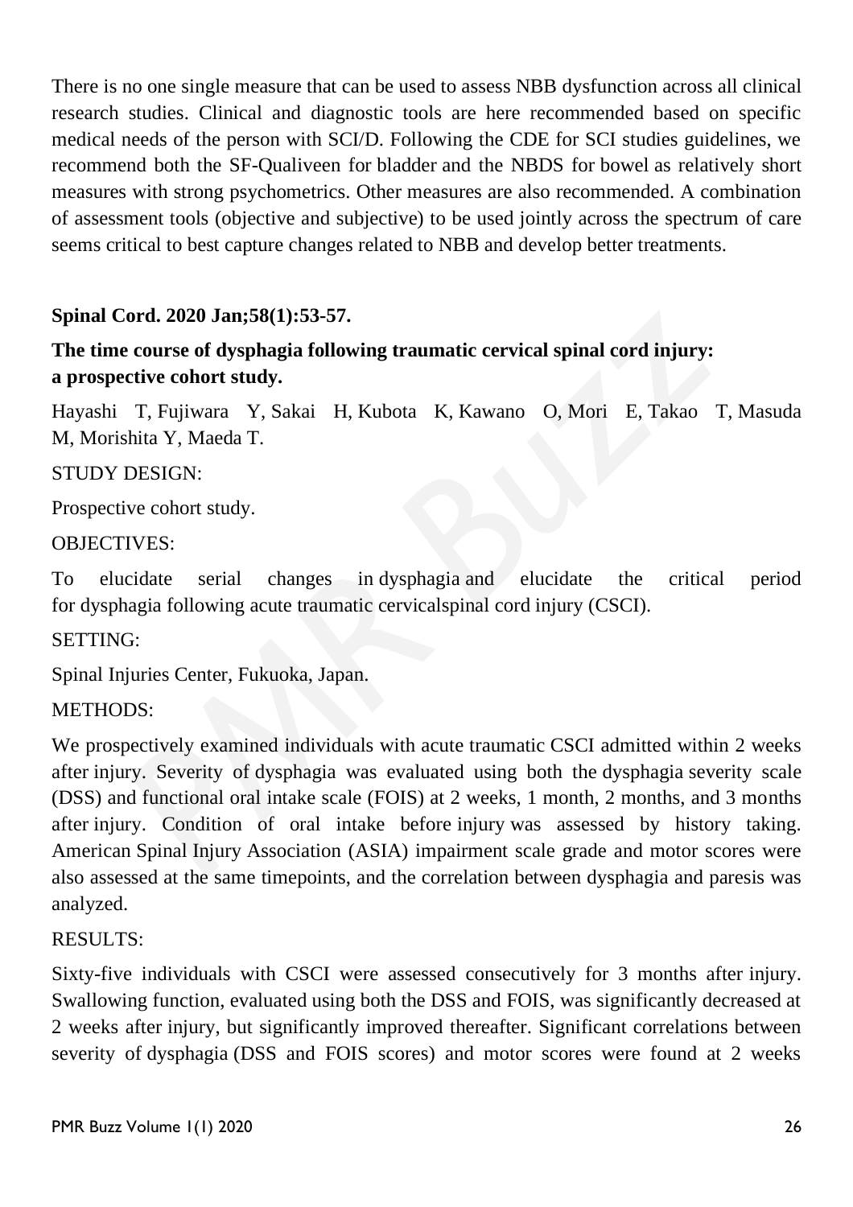There is no one single measure that can be used to assess NBB dysfunction across all clinical research studies. Clinical and diagnostic tools are here recommended based on specific medical needs of the person with SCI/D. Following the CDE for SCI studies guidelines, we recommend both the SF-Qualiveen for bladder and the NBDS for bowel as relatively short measures with strong psychometrics. Other measures are also recommended. A combination of assessment tools (objective and subjective) to be used jointly across the spectrum of care seems critical to best capture changes related to NBB and develop better treatments.

**Spinal Cord. 2020 Jan;58(1):53-57.**

**The time course of dysphagia following traumatic cervical spinal cord injury: a prospective cohort study.**

Hayashi T, Fujiwara Y, Sakai H, Kubota K, Kawano O, Mori E, Takao T, Masuda M, Morishita Y, Maeda T.

STUDY DESIGN:

Prospective cohort study.

OBJECTIVES:

To elucidate serial changes in dysphagia and elucidate the critical period for dysphagia following acute traumatic cervicalspinal cord injury (CSCI).

SETTING:

Spinal Injuries Center, Fukuoka, Japan.

METHODS:

We prospectively examined individuals with acute traumatic CSCI admitted within 2 weeks after injury. Severity of dysphagia was evaluated using both the dysphagia severity scale (DSS) and functional oral intake scale (FOIS) at 2 weeks, 1 month, 2 months, and 3 months after injury. Condition of oral intake before injury was assessed by history taking. American Spinal Injury Association (ASIA) impairment scale grade and motor scores were also assessed at the same timepoints, and the correlation between dysphagia and paresis was analyzed.

RESULTS:

Sixty-five individuals with CSCI were assessed consecutively for 3 months after injury. Swallowing function, evaluated using both the DSS and FOIS, was significantly decreased at 2 weeks after injury, but significantly improved thereafter. Significant correlations between severity of dysphagia (DSS and FOIS scores) and motor scores were found at 2 weeks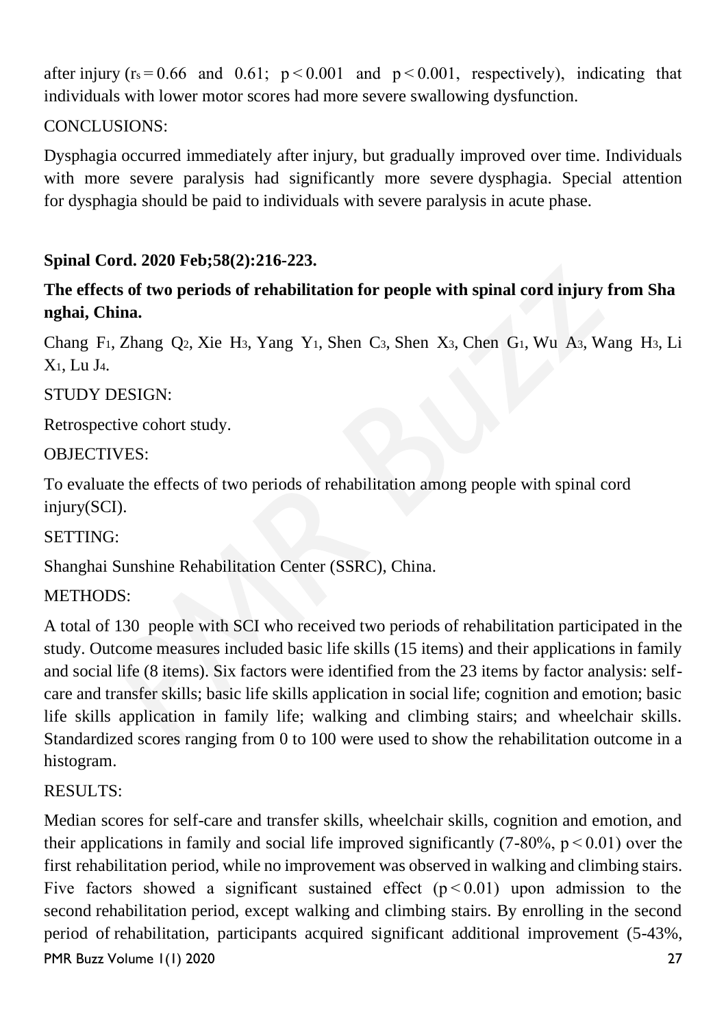after injury ($r_s = 0.66$ and $0.61$; $p < 0.001$ and $p < 0.001$, respectively), indicating that individuals with lower motor scores had more severe swallowing dysfunction.

CONCLUSIONS:

Dysphagia occurred immediately after injury, but gradually improved over time. Individuals with more severe paralysis had significantly more severe dysphagia. Special attention for dysphagia should be paid to individuals with severe paralysis in acute phase.

**Spinal Cord. 2020 Feb;58(2):216-223.**

**The effects of two periods of rehabilitation for people with spinal cord injury from Shanghai, China.**

Chang F[1], Zhang Q[2], Xie H[3], Yang Y[1], Shen C[3], Shen X[3], Chen G[1], Wu A[3], Wang H[3], Li X[1], Lu J[4].

STUDY DESIGN:

Retrospective cohort study.

OBJECTIVES:

To evaluate the effects of two periods of rehabilitation among people with spinal cord injury(SCI).

SETTING:

Shanghai Sunshine Rehabilitation Center (SSRC), China.

METHODS:

A total of 130 people with SCI who received two periods of rehabilitation participated in the study. Outcome measures included basic life skills (15 items) and their applications in family and social life (8 items). Six factors were identified from the 23 items by factor analysis: self-care and transfer skills; basic life skills application in social life; cognition and emotion; basic life skills application in family life; walking and climbing stairs; and wheelchair skills. Standardized scores ranging from 0 to 100 were used to show the rehabilitation outcome in a histogram.

RESULTS:

Median scores for self-care and transfer skills, wheelchair skills, cognition and emotion, and their applications in family and social life improved significantly (7-80%, $p < 0.01$) over the first rehabilitation period, while no improvement was observed in walking and climbing stairs. Five factors showed a significant sustained effect ($p < 0.01$) upon admission to the second rehabilitation period, except walking and climbing stairs. By enrolling in the second period of rehabilitation, participants acquired significant additional improvement (5-43%,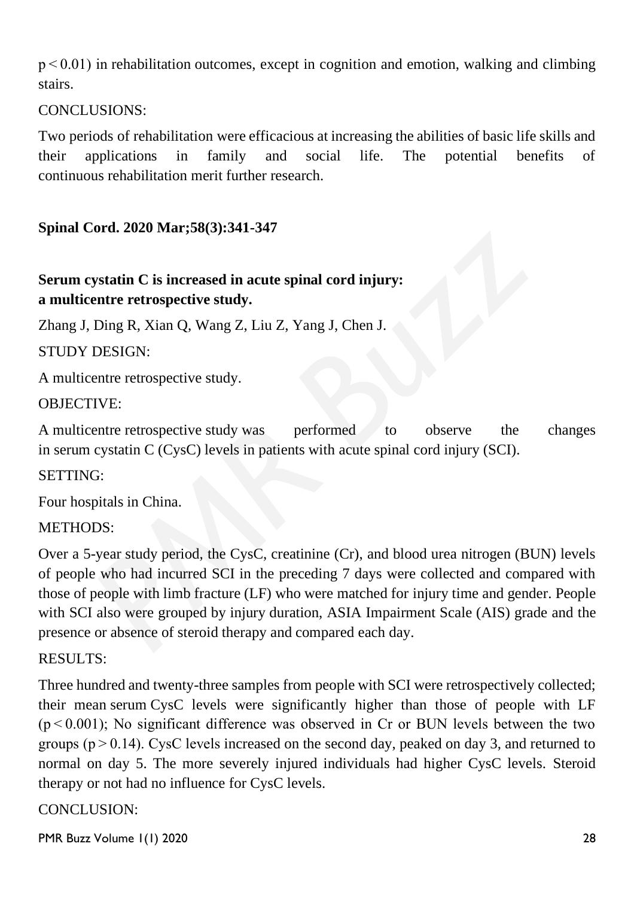$p < 0.01$) in rehabilitation outcomes, except in cognition and emotion, walking and climbing stairs.

CONCLUSIONS:

Two periods of rehabilitation were efficacious at increasing the abilities of basic life skills and their applications in family and social life. The potential benefits of continuous rehabilitation merit further research.

**Spinal Cord. 2020 Mar;58(3):341-347**

**Serum cystatin C is increased in acute spinal cord injury: a multicentre retrospective study.**

Zhang J, Ding R, Xian Q, Wang Z, Liu Z, Yang J, Chen J.

STUDY DESIGN:

A multicentre retrospective study.

OBJECTIVE:

A multicentre retrospective study was performed to observe the changes in serum cystatin C (CysC) levels in patients with acute spinal cord injury (SCI).

SETTING:

Four hospitals in China.

METHODS:

Over a 5-year study period, the CysC, creatinine (Cr), and blood urea nitrogen (BUN) levels of people who had incurred SCI in the preceding 7 days were collected and compared with those of people with limb fracture (LF) who were matched for injury time and gender. People with SCI also were grouped by injury duration, ASIA Impairment Scale (AIS) grade and the presence or absence of steroid therapy and compared each day.

RESULTS:

Three hundred and twenty-three samples from people with SCI were retrospectively collected; their mean serum CysC levels were significantly higher than those of people with LF ($p < 0.001$); No significant difference was observed in Cr or BUN levels between the two groups ($p > 0.14$). CysC levels increased on the second day, peaked on day 3, and returned to normal on day 5. The more severely injured individuals had higher CysC levels. Steroid therapy or not had no influence for CysC levels.

CONCLUSION: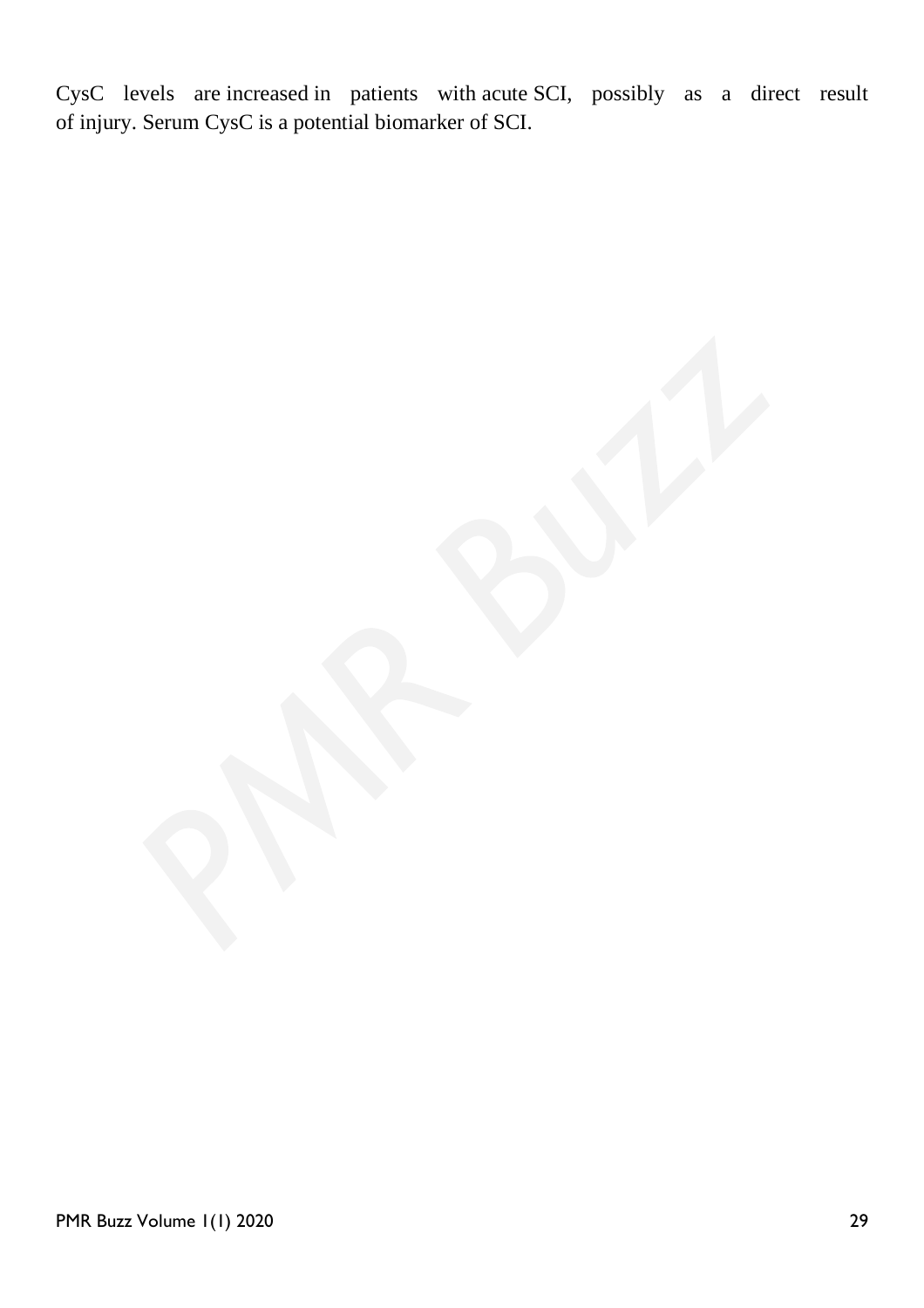CysC levels are increased in patients with acute SCI, possibly as a direct result of injury. Serum CysC is a potential biomarker of SCI.